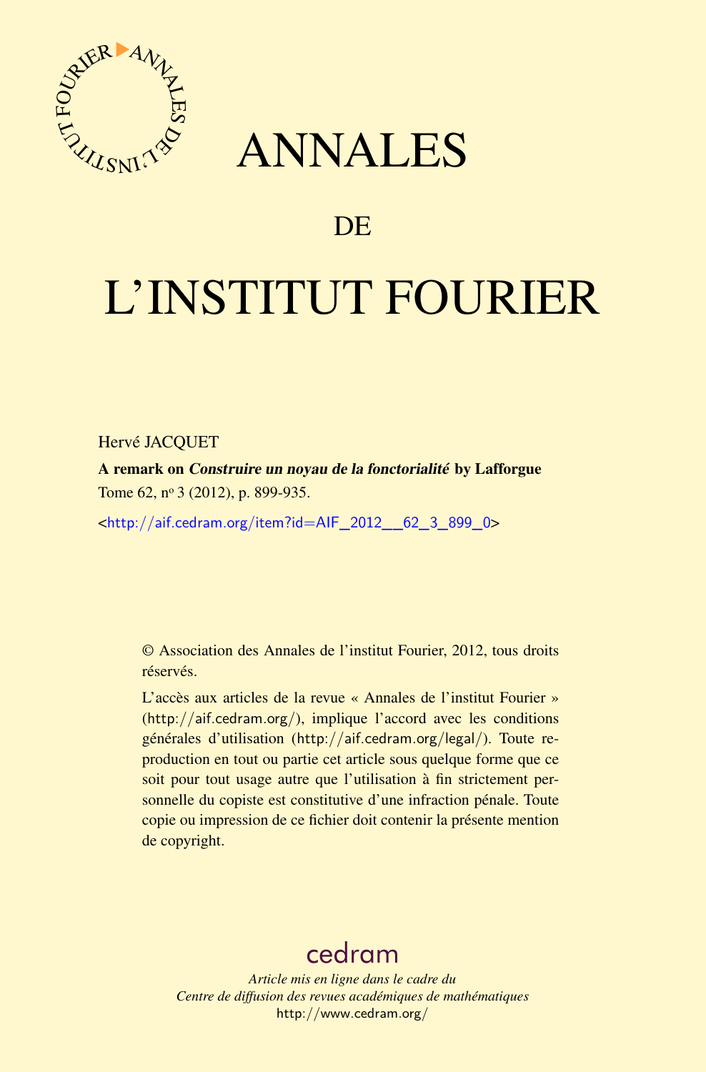# ANNALES

## DE

# L'INSTITUT FOURIER

Hervé JACQUET

**A remark on *Construire un noyau de la fonctorialité* by Lafforgue**

Tome 62, n$^{o}$ 3 (2012), p. 899-935.

<http://aif.cedram.org/item?id=AIF_2012__62_3_899_0>

© Association des Annales de l'institut Fourier, 2012, tous droits réservés.

L'accès aux articles de la revue « Annales de l'institut Fourier » (http://aif.cedram.org/), implique l'accord avec les conditions générales d'utilisation (http://aif.cedram.org/legal/). Toute reproduction en tout ou partie cet article sous quelque forme que ce soit pour tout usage autre que l'utilisation à fin strictement personnelle du copiste est constitutive d'une infraction pénale. Toute copie ou impression de ce fichier doit contenir la présente mention de copyright.

cedram

*Article mis en ligne dans le cadre du*
*Centre de diffusion des revues académiques de mathématiques*
http://www.cedram.org/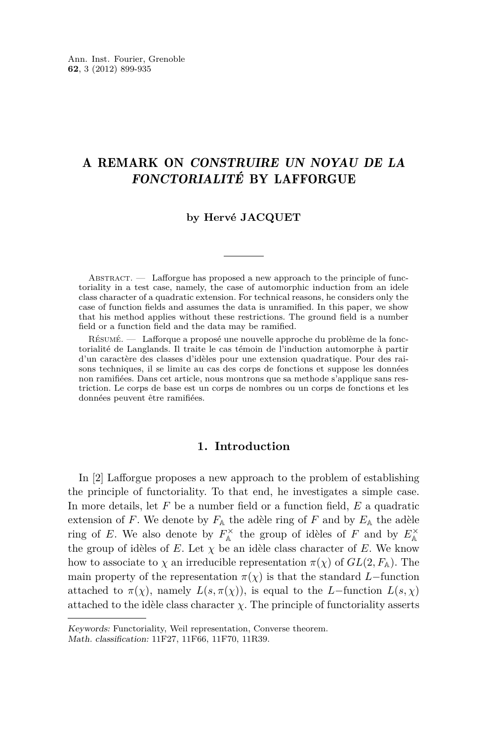# A REMARK ON *CONSTRUIRE UN NOYAU DE LA FONCTORIALITÉ* BY LAFFORGUE

**by Hervé JACQUET**

Abstract. — Lafforgue has proposed a new approach to the principle of functoriality in a test case, namely, the case of automorphic induction from an idele class character of a quadratic extension. For technical reasons, he considers only the case of function fields and assumes the data is unramified. In this paper, we show that his method applies without these restrictions. The ground field is a number field or a function field and the data may be ramified.

Résumé. — Lafforque a proposé une nouvelle approche du problème de la fonctorialité de Langlands. Il traite le cas témoin de l'induction automorphe à partir d'un caractère des classes d'idèles pour une extension quadratique. Pour des raisons techniques, il se limite au cas des corps de fonctions et suppose les données non ramifiées. Dans cet article, nous montrons que sa methode s'applique sans restriction. Le corps de base est un corps de nombres ou un corps de fonctions et les données peuvent être ramifiées.

## 1. Introduction

In [2] Lafforgue proposes a new approach to the problem of establishing the principle of functoriality. To that end, he investigates a simple case. In more details, let $F$ be a number field or a function field, $E$ a quadratic extension of $F$. We denote by $F_{\mathbb{A}}$ the adèle ring of $F$ and by $E_{\mathbb{A}}$ the adèle ring of $E$. We also denote by $F_{\mathbb{A}}^{\times}$ the group of idèles of $F$ and by $E_{\mathbb{A}}^{\times}$ the group of idèles of $E$. Let $\chi$ be an idèle class character of $E$. We know how to associate to $\chi$ an irreducible representation $\pi(\chi)$ of $GL(2, F_{\mathbb{A}})$. The main property of the representation $\pi(\chi)$ is that the standard $L-$function attached to $\pi(\chi)$, namely $L(s, \pi(\chi))$, is equal to the $L-$function $L(s, \chi)$ attached to the idèle class character $\chi$. The principle of functoriality asserts

*Keywords:* Functoriality, Weil representation, Converse theorem.
*Math. classification:* 11F27, 11F66, 11F70, 11R39.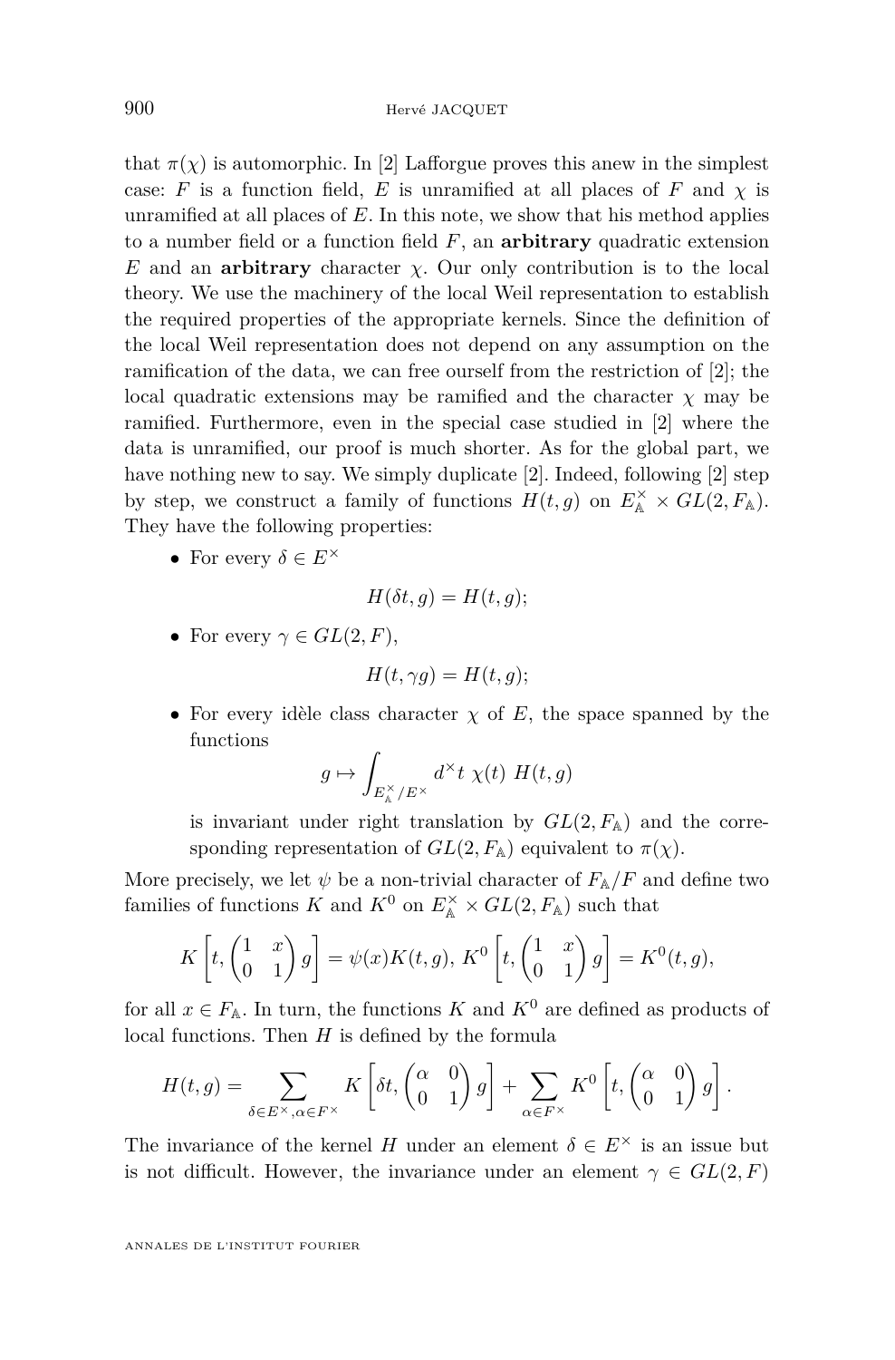that $\pi(\chi)$ is automorphic. In [2] Lafforgue proves this anew in the simplest case: $F$ is a function field, $E$ is unramified at all places of $F$ and $\chi$ is unramified at all places of $E$. In this note, we show that his method applies to a number field or a function field $F$, an **arbitrary** quadratic extension $E$ and an **arbitrary** character $\chi$. Our only contribution is to the local theory. We use the machinery of the local Weil representation to establish the required properties of the appropriate kernels. Since the definition of the local Weil representation does not depend on any assumption on the ramification of the data, we can free ourself from the restriction of [2]; the local quadratic extensions may be ramified and the character $\chi$ may be ramified. Furthermore, even in the special case studied in [2] where the data is unramified, our proof is much shorter. As for the global part, we have nothing new to say. We simply duplicate [2]. Indeed, following [2] step by step, we construct a family of functions $H(t,g)$ on $E_{\mathbb{A}}^{\times} \times GL(2,F_{\mathbb{A}})$. They have the following properties:

- For every $\delta \in E^{\times}$
$$H(\delta t, g) = H(t,g);$$
- For every $\gamma \in GL(2,F)$,
$$H(t, \gamma g) = H(t,g);$$
- For every idèle class character $\chi$ of $E$, the space spanned by the functions
$$g \mapsto \int_{E_{\mathbb{A}}^{\times}/E^{\times}} d^{\times}t \; \chi(t) \; H(t,g)$$
is invariant under right translation by $GL(2,F_{\mathbb{A}})$ and the corresponding representation of $GL(2,F_{\mathbb{A}})$ equivalent to $\pi(\chi)$.

More precisely, we let $\psi$ be a non-trivial character of $F_{\mathbb{A}}/F$ and define two families of functions $K$ and $K^0$ on $E_{\mathbb{A}}^{\times} \times GL(2,F_{\mathbb{A}})$ such that
$$K\left[t, \begin{pmatrix} 1 & x \\ 0 & 1 \end{pmatrix} g\right] = \psi(x) K(t,g),\; K^0\left[t, \begin{pmatrix} 1 & x \\ 0 & 1 \end{pmatrix} g\right] = K^0(t,g),$$
for all $x \in F_{\mathbb{A}}$. In turn, the functions $K$ and $K^0$ are defined as products of local functions. Then $H$ is defined by the formula
$$H(t,g) = \sum_{\delta \in E^{\times}, \alpha \in F^{\times}} K\left[\delta t, \begin{pmatrix} \alpha & 0 \\ 0 & 1 \end{pmatrix} g\right] + \sum_{\alpha \in F^{\times}} K^0\left[t, \begin{pmatrix} \alpha & 0 \\ 0 & 1 \end{pmatrix} g\right].$$
The invariance of the kernel $H$ under an element $\delta \in E^{\times}$ is an issue but is not difficult. However, the invariance under an element $\gamma \in GL(2,F)$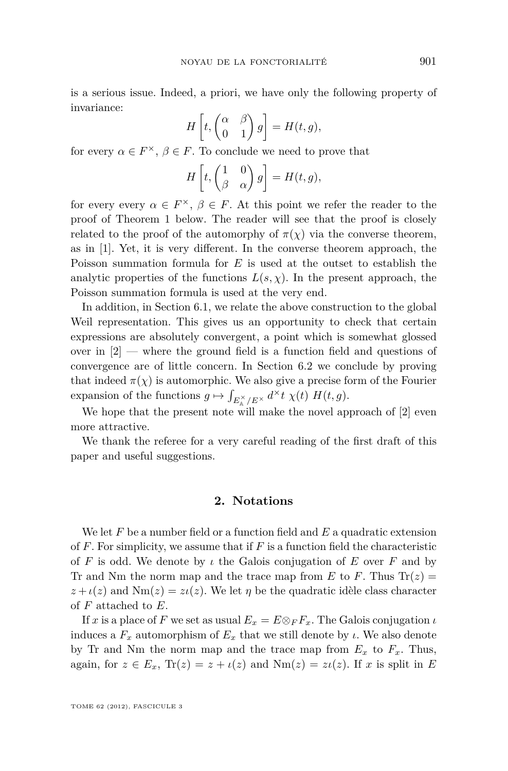is a serious issue. Indeed, a priori, we have only the following property of invariance:

$$H\left[t, \begin{pmatrix} \alpha & \beta \\ 0 & 1 \end{pmatrix} g\right] = H(t,g),$$

for every $\alpha \in F^\times$, $\beta \in F$. To conclude we need to prove that

$$H\left[t, \begin{pmatrix} 1 & 0 \\ \beta & \alpha \end{pmatrix} g\right] = H(t,g),$$

for every every $\alpha \in F^\times$, $\beta \in F$. At this point we refer the reader to the proof of Theorem 1 below. The reader will see that the proof is closely related to the proof of the automorphy of $\pi(\chi)$ via the converse theorem, as in [1]. Yet, it is very different. In the converse theorem approach, the Poisson summation formula for $E$ is used at the outset to establish the analytic properties of the functions $L(s,\chi)$. In the present approach, the Poisson summation formula is used at the very end.

In addition, in Section 6.1, we relate the above construction to the global Weil representation. This gives us an opportunity to check that certain expressions are absolutely convergent, a point which is somewhat glossed over in [2] — where the ground field is a function field and questions of convergence are of little concern. In Section 6.2 we conclude by proving that indeed $\pi(\chi)$ is automorphic. We also give a precise form of the Fourier expansion of the functions $g \mapsto \int_{E_{\mathbb{A}}^\times/E^\times} d^\times t\ \chi(t)\ H(t,g)$.

We hope that the present note will make the novel approach of [2] even more attractive.

We thank the referee for a very careful reading of the first draft of this paper and useful suggestions.

## 2. Notations

We let $F$ be a number field or a function field and $E$ a quadratic extension of $F$. For simplicity, we assume that if $F$ is a function field the characteristic of $F$ is odd. We denote by $\iota$ the Galois conjugation of $E$ over $F$ and by Tr and Nm the norm map and the trace map from $E$ to $F$. Thus $\mathrm{Tr}(z) = z + \iota(z)$ and $\mathrm{Nm}(z) = z\iota(z)$. We let $\eta$ be the quadratic idèle class character of $F$ attached to $E$.

If $x$ is a place of $F$ we set as usual $E_x = E \otimes_F F_x$. The Galois conjugation $\iota$ induces a $F_x$ automorphism of $E_x$ that we still denote by $\iota$. We also denote by Tr and Nm the norm map and the trace map from $E_x$ to $F_x$. Thus, again, for $z \in E_x$, $\mathrm{Tr}(z) = z + \iota(z)$ and $\mathrm{Nm}(z) = z\iota(z)$. If $x$ is split in $E$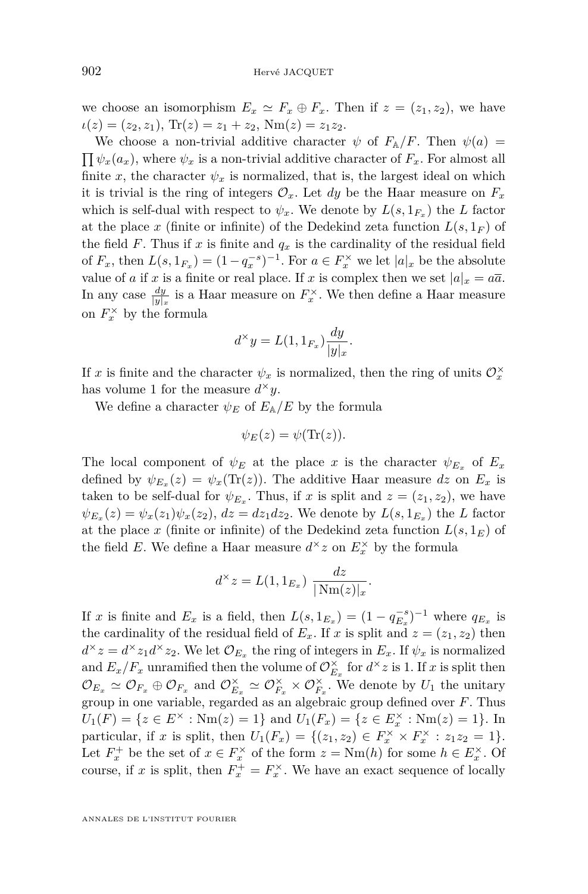we choose an isomorphism $E_x \simeq F_x \oplus F_x$. Then if $z = (z_1, z_2)$, we have $\iota(z) = (z_2, z_1)$, $\mathrm{Tr}(z) = z_1 + z_2$, $\mathrm{Nm}(z) = z_1 z_2$.

We choose a non-trivial additive character $\psi$ of $F_{\mathbb{A}}/F$. Then $\psi(a) = \prod \psi_x(a_x)$, where $\psi_x$ is a non-trivial additive character of $F_x$. For almost all finite $x$, the character $\psi_x$ is normalized, that is, the largest ideal on which it is trivial is the ring of integers $\mathcal{O}_x$. Let $dy$ be the Haar measure on $F_x$ which is self-dual with respect to $\psi_x$. We denote by $L(s, 1_{F_x})$ the $L$ factor at the place $x$ (finite or infinite) of the Dedekind zeta function $L(s, 1_F)$ of the field $F$. Thus if $x$ is finite and $q_x$ is the cardinality of the residual field of $F_x$, then $L(s, 1_{F_x}) = (1 - q_x^{-s})^{-1}$. For $a \in F_x^\times$ we let $|a|_x$ be the absolute value of $a$ if $x$ is a finite or real place. If $x$ is complex then we set $|a|_x = a\overline{a}$. In any case $\frac{dy}{|y|_x}$ is a Haar measure on $F_x^\times$. We then define a Haar measure on $F_x^\times$ by the formula

$$d^\times y = L(1, 1_{F_x}) \frac{dy}{|y|_x}.$$

If $x$ is finite and the character $\psi_x$ is normalized, then the ring of units $\mathcal{O}_x^\times$ has volume 1 for the measure $d^\times y$.

We define a character $\psi_E$ of $E_{\mathbb{A}}/E$ by the formula

$$\psi_E(z) = \psi(\mathrm{Tr}(z)).$$

The local component of $\psi_E$ at the place $x$ is the character $\psi_{E_x}$ of $E_x$ defined by $\psi_{E_x}(z) = \psi_x(\mathrm{Tr}(z))$. The additive Haar measure $dz$ on $E_x$ is taken to be self-dual for $\psi_{E_x}$. Thus, if $x$ is split and $z = (z_1, z_2)$, we have $\psi_{E_x}(z) = \psi_x(z_1)\psi_x(z_2)$, $dz = dz_1 dz_2$. We denote by $L(s, 1_{E_x})$ the $L$ factor at the place $x$ (finite or infinite) of the Dedekind zeta function $L(s, 1_E)$ of the field $E$. We define a Haar measure $d^\times z$ on $E_x^\times$ by the formula

$$d^\times z = L(1, 1_{E_x}) \; \frac{dz}{|\mathrm{Nm}(z)|_x}.$$

If $x$ is finite and $E_x$ is a field, then $L(s, 1_{E_x}) = (1 - q_{E_x}^{-s})^{-1}$ where $q_{E_x}$ is the cardinality of the residual field of $E_x$. If $x$ is split and $z = (z_1, z_2)$ then $d^\times z = d^\times z_1 d^\times z_2$. We let $\mathcal{O}_{E_x}$ the ring of integers in $E_x$. If $\psi_x$ is normalized and $E_x/F_x$ unramified then the volume of $\mathcal{O}_{E_x}^\times$ for $d^\times z$ is 1. If $x$ is split then $\mathcal{O}_{E_x} \simeq \mathcal{O}_{F_x} \oplus \mathcal{O}_{F_x}$ and $\mathcal{O}_{E_x}^\times \simeq \mathcal{O}_{F_x}^\times \times \mathcal{O}_{F_x}^\times$. We denote by $U_1$ the unitary group in one variable, regarded as an algebraic group defined over $F$. Thus $U_1(F) = \{z \in E^\times : \mathrm{Nm}(z) = 1\}$ and $U_1(F_x) = \{z \in E_x^\times : \mathrm{Nm}(z) = 1\}$. In particular, if $x$ is split, then $U_1(F_x) = \{(z_1, z_2) \in F_x^\times \times F_x^\times : z_1 z_2 = 1\}$. Let $F_x^+$ be the set of $x \in F_x^\times$ of the form $z = \mathrm{Nm}(h)$ for some $h \in E_x^\times$. Of course, if $x$ is split, then $F_x^+ = F_x^\times$. We have an exact sequence of locally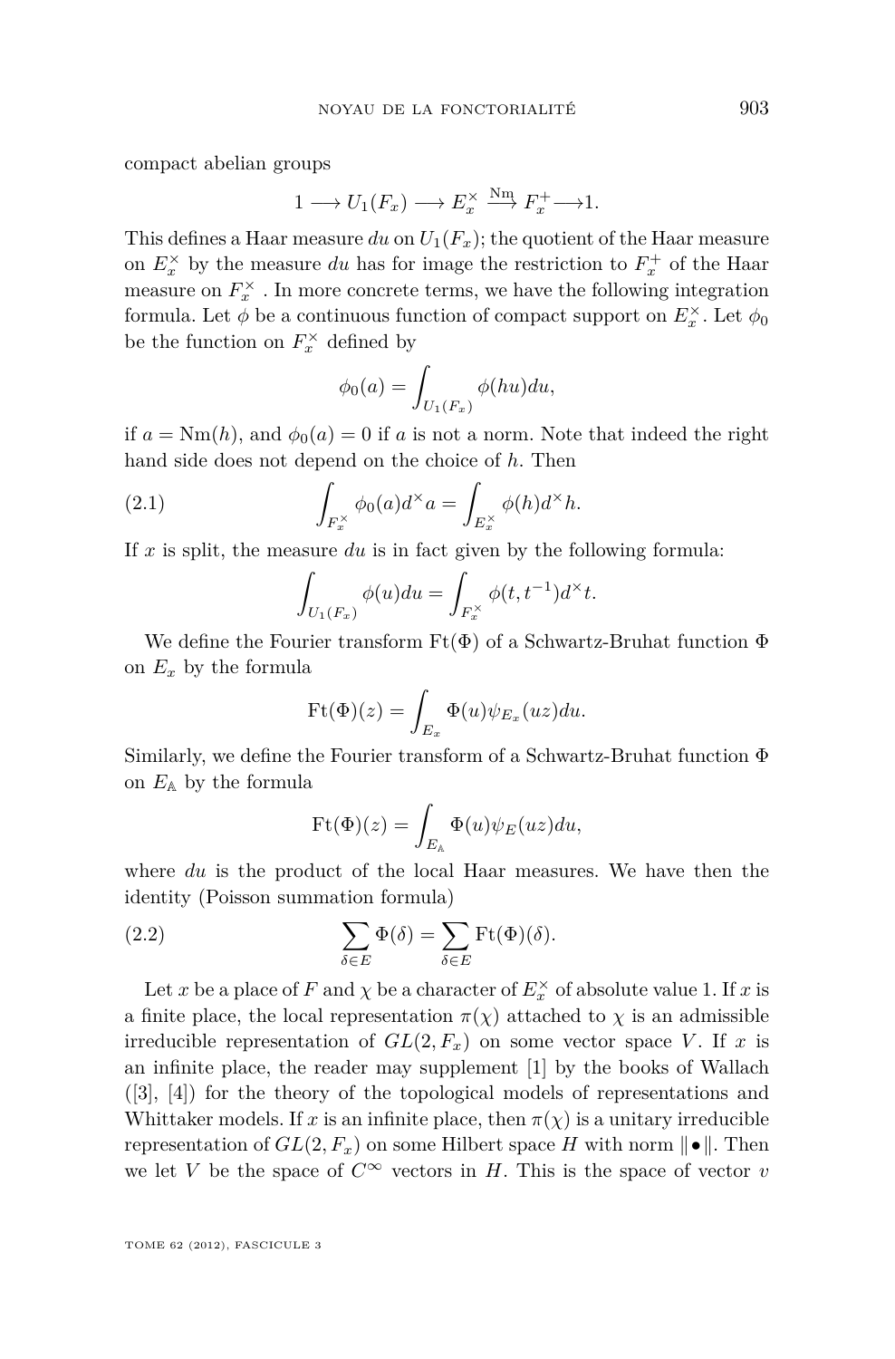compact abelian groups

$$1 \longrightarrow U_1(F_x) \longrightarrow E_x^\times \xrightarrow{\mathrm{Nm}} F_x^+ \longrightarrow 1.$$

This defines a Haar measure $du$ on $U_1(F_x)$; the quotient of the Haar measure on $E_x^\times$ by the measure $du$ has for image the restriction to $F_x^+$ of the Haar measure on $F_x^\times$ . In more concrete terms, we have the following integration formula. Let $\phi$ be a continuous function of compact support on $E_x^\times$. Let $\phi_0$ be the function on $F_x^\times$ defined by

$$\phi_0(a) = \int_{U_1(F_x)} \phi(hu)du,$$

if $a = \mathrm{Nm}(h)$, and $\phi_0(a) = 0$ if $a$ is not a norm. Note that indeed the right hand side does not depend on the choice of $h$. Then

$$\int_{F_x^\times} \phi_0(a)d^\times a = \int_{E_x^\times} \phi(h)d^\times h. \tag{2.1}$$

If $x$ is split, the measure $du$ is in fact given by the following formula:

$$\int_{U_1(F_x)} \phi(u)du = \int_{F_x^\times} \phi(t, t^{-1})d^\times t.$$

We define the Fourier transform $\mathrm{Ft}(\Phi)$ of a Schwartz-Bruhat function $\Phi$ on $E_x$ by the formula

$$\mathrm{Ft}(\Phi)(z) = \int_{E_x} \Phi(u)\psi_{E_x}(uz)du.$$

Similarly, we define the Fourier transform of a Schwartz-Bruhat function $\Phi$ on $E_{\mathbb{A}}$ by the formula

$$\mathrm{Ft}(\Phi)(z) = \int_{E_{\mathbb{A}}} \Phi(u)\psi_E(uz)du,$$

where $du$ is the product of the local Haar measures. We have then the identity (Poisson summation formula)

$$\sum_{\delta \in E} \Phi(\delta) = \sum_{\delta \in E} \mathrm{Ft}(\Phi)(\delta). \tag{2.2}$$

Let $x$ be a place of $F$ and $\chi$ be a character of $E_x^\times$ of absolute value 1. If $x$ is a finite place, the local representation $\pi(\chi)$ attached to $\chi$ is an admissible irreducible representation of $GL(2, F_x)$ on some vector space $V$. If $x$ is an infinite place, the reader may supplement [1] by the books of Wallach ([3], [4]) for the theory of the topological models of representations and Whittaker models. If $x$ is an infinite place, then $\pi(\chi)$ is a unitary irreducible representation of $GL(2, F_x)$ on some Hilbert space $H$ with norm $\|\bullet\|$. Then we let $V$ be the space of $C^\infty$ vectors in $H$. This is the space of vector $v$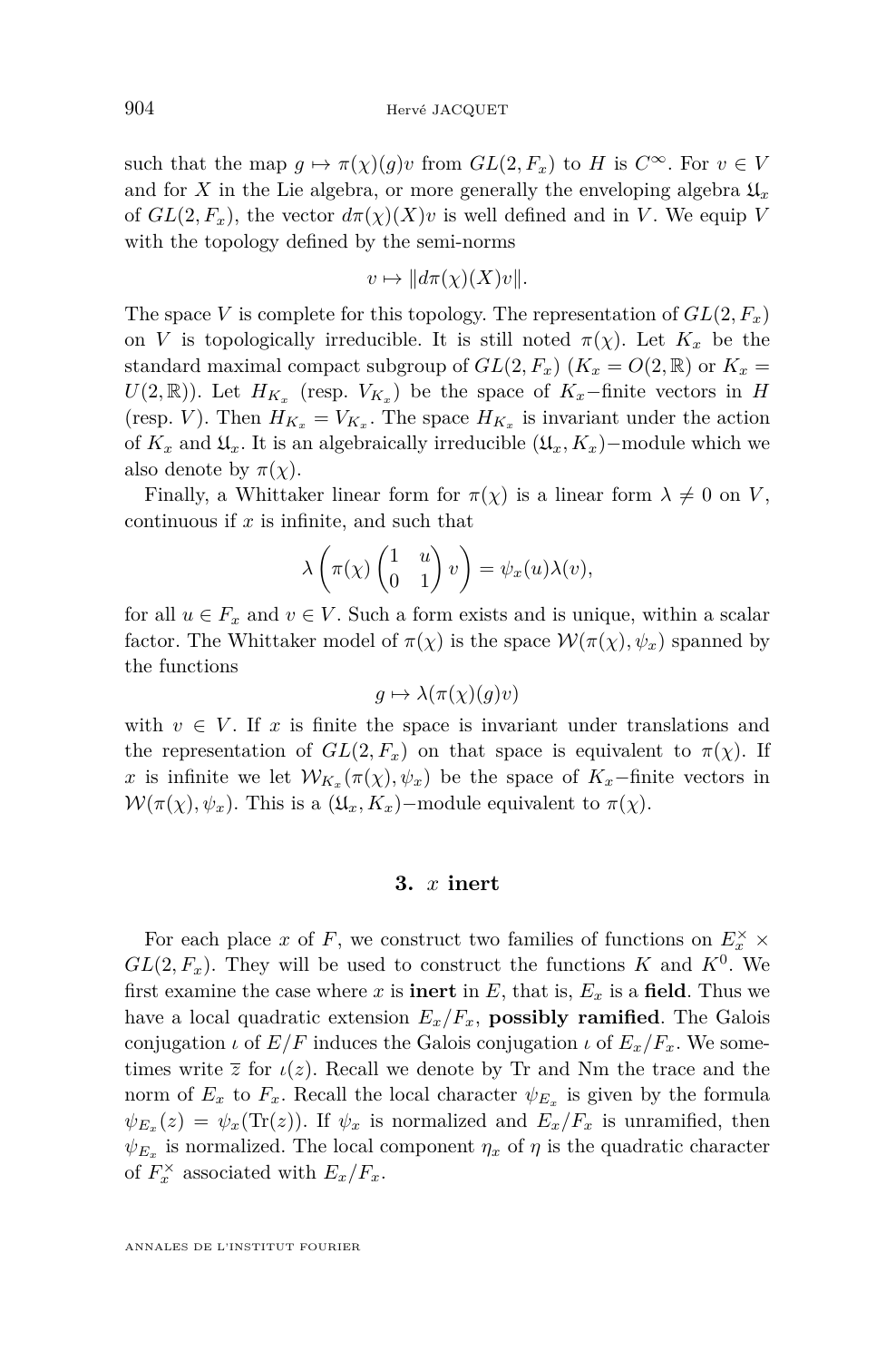such that the map $g \mapsto \pi(\chi)(g)v$ from $GL(2,F_x)$ to $H$ is $C^\infty$. For $v \in V$ and for $X$ in the Lie algebra, or more generally the enveloping algebra $\mathfrak{U}_x$ of $GL(2,F_x)$, the vector $d\pi(\chi)(X)v$ is well defined and in $V$. We equip $V$ with the topology defined by the semi-norms

$$v \mapsto \|d\pi(\chi)(X)v\|.$$

The space $V$ is complete for this topology. The representation of $GL(2,F_x)$ on $V$ is topologically irreducible. It is still noted $\pi(\chi)$. Let $K_x$ be the standard maximal compact subgroup of $GL(2,F_x)$ ($K_x = O(2,\mathbb{R})$ or $K_x = U(2,\mathbb{R})$). Let $H_{K_x}$ (resp. $V_{K_x}$) be the space of $K_x$−finite vectors in $H$ (resp. $V$). Then $H_{K_x} = V_{K_x}$. The space $H_{K_x}$ is invariant under the action of $K_x$ and $\mathfrak{U}_x$. It is an algebraically irreducible $(\mathfrak{U}_x, K_x)$−module which we also denote by $\pi(\chi)$.

Finally, a Whittaker linear form for $\pi(\chi)$ is a linear form $\lambda \neq 0$ on $V$, continuous if $x$ is infinite, and such that

$$\lambda\left(\pi(\chi)\begin{pmatrix}1 & u\\ 0 & 1\end{pmatrix}v\right) = \psi_x(u)\lambda(v),$$

for all $u \in F_x$ and $v \in V$. Such a form exists and is unique, within a scalar factor. The Whittaker model of $\pi(\chi)$ is the space $\mathcal{W}(\pi(\chi),\psi_x)$ spanned by the functions

$$g \mapsto \lambda(\pi(\chi)(g)v)$$

with $v \in V$. If $x$ is finite the space is invariant under translations and the representation of $GL(2,F_x)$ on that space is equivalent to $\pi(\chi)$. If $x$ is infinite we let $\mathcal{W}_{K_x}(\pi(\chi),\psi_x)$ be the space of $K_x$−finite vectors in $\mathcal{W}(\pi(\chi),\psi_x)$. This is a $(\mathfrak{U}_x, K_x)$−module equivalent to $\pi(\chi)$.

## 3. $x$ inert

For each place $x$ of $F$, we construct two families of functions on $E_x^\times \times GL(2,F_x)$. They will be used to construct the functions $K$ and $K^0$. We first examine the case where $x$ is **inert** in $E$, that is, $E_x$ is a **field**. Thus we have a local quadratic extension $E_x/F_x$, **possibly ramified**. The Galois conjugation $\iota$ of $E/F$ induces the Galois conjugation $\iota$ of $E_x/F_x$. We sometimes write $\overline{z}$ for $\iota(z)$. Recall we denote by Tr and Nm the trace and the norm of $E_x$ to $F_x$. Recall the local character $\psi_{E_x}$ is given by the formula $\psi_{E_x}(z) = \psi_x(\mathrm{Tr}(z))$. If $\psi_x$ is normalized and $E_x/F_x$ is unramified, then $\psi_{E_x}$ is normalized. The local component $\eta_x$ of $\eta$ is the quadratic character of $F_x^\times$ associated with $E_x/F_x$.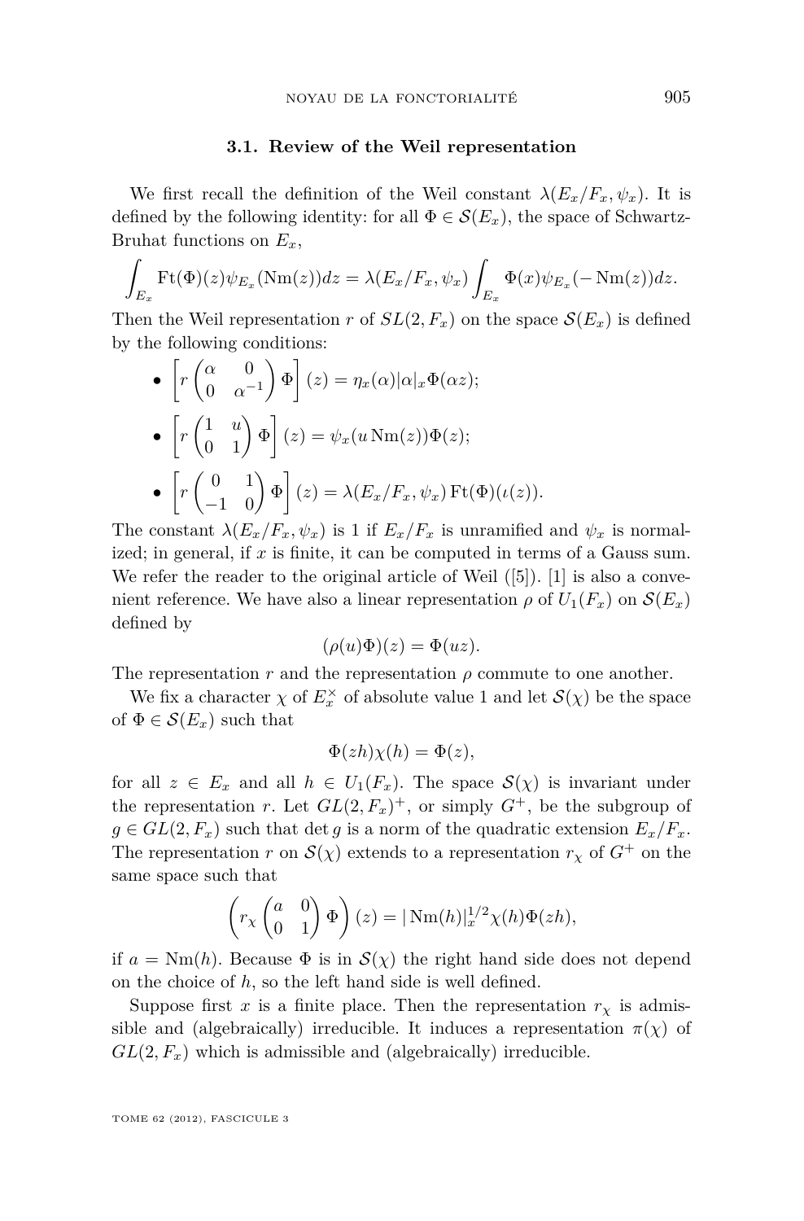### 3.1. Review of the Weil representation

We first recall the definition of the Weil constant $\lambda(E_x/F_x, \psi_x)$. It is defined by the following identity: for all $\Phi \in \mathcal{S}(E_x)$, the space of Schwartz-Bruhat functions on $E_x$,

$$\int_{E_x} \mathrm{Ft}(\Phi)(z)\psi_{E_x}(\mathrm{Nm}(z))dz = \lambda(E_x/F_x, \psi_x)\int_{E_x} \Phi(x)\psi_{E_x}(-\mathrm{Nm}(z))dz.$$

Then the Weil representation $r$ of $SL(2, F_x)$ on the space $\mathcal{S}(E_x)$ is defined by the following conditions:

- $\left[r\begin{pmatrix}\alpha & 0\\ 0 & \alpha^{-1}\end{pmatrix}\Phi\right](z) = \eta_x(\alpha)|\alpha|_x\Phi(\alpha z);$
- $\left[r\begin{pmatrix}1 & u\\ 0 & 1\end{pmatrix}\Phi\right](z) = \psi_x(u\,\mathrm{Nm}(z))\Phi(z);$
- $\left[r\begin{pmatrix}0 & 1\\ -1 & 0\end{pmatrix}\Phi\right](z) = \lambda(E_x/F_x, \psi_x)\,\mathrm{Ft}(\Phi)(\iota(z)).$

The constant $\lambda(E_x/F_x, \psi_x)$ is 1 if $E_x/F_x$ is unramified and $\psi_x$ is normalized; in general, if $x$ is finite, it can be computed in terms of a Gauss sum. We refer the reader to the original article of Weil ([5]). [1] is also a convenient reference. We have also a linear representation $\rho$ of $U_1(F_x)$ on $\mathcal{S}(E_x)$ defined by

$$(\rho(u)\Phi)(z) = \Phi(uz).$$

The representation $r$ and the representation $\rho$ commute to one another.

We fix a character $\chi$ of $E_x^\times$ of absolute value 1 and let $\mathcal{S}(\chi)$ be the space of $\Phi \in \mathcal{S}(E_x)$ such that

$$\Phi(zh)\chi(h) = \Phi(z),$$

for all $z \in E_x$ and all $h \in U_1(F_x)$. The space $\mathcal{S}(\chi)$ is invariant under the representation $r$. Let $GL(2, F_x)^+$, or simply $G^+$, be the subgroup of $g \in GL(2, F_x)$ such that $\det g$ is a norm of the quadratic extension $E_x/F_x$. The representation $r$ on $\mathcal{S}(\chi)$ extends to a representation $r_\chi$ of $G^+$ on the same space such that

$$\left(r_\chi\begin{pmatrix}a & 0\\ 0 & 1\end{pmatrix}\Phi\right)(z) = |\,\mathrm{Nm}(h)|_x^{1/2}\chi(h)\Phi(zh),$$

if $a = \mathrm{Nm}(h)$. Because $\Phi$ is in $\mathcal{S}(\chi)$ the right hand side does not depend on the choice of $h$, so the left hand side is well defined.

Suppose first $x$ is a finite place. Then the representation $r_\chi$ is admissible and (algebraically) irreducible. It induces a representation $\pi(\chi)$ of $GL(2, F_x)$ which is admissible and (algebraically) irreducible.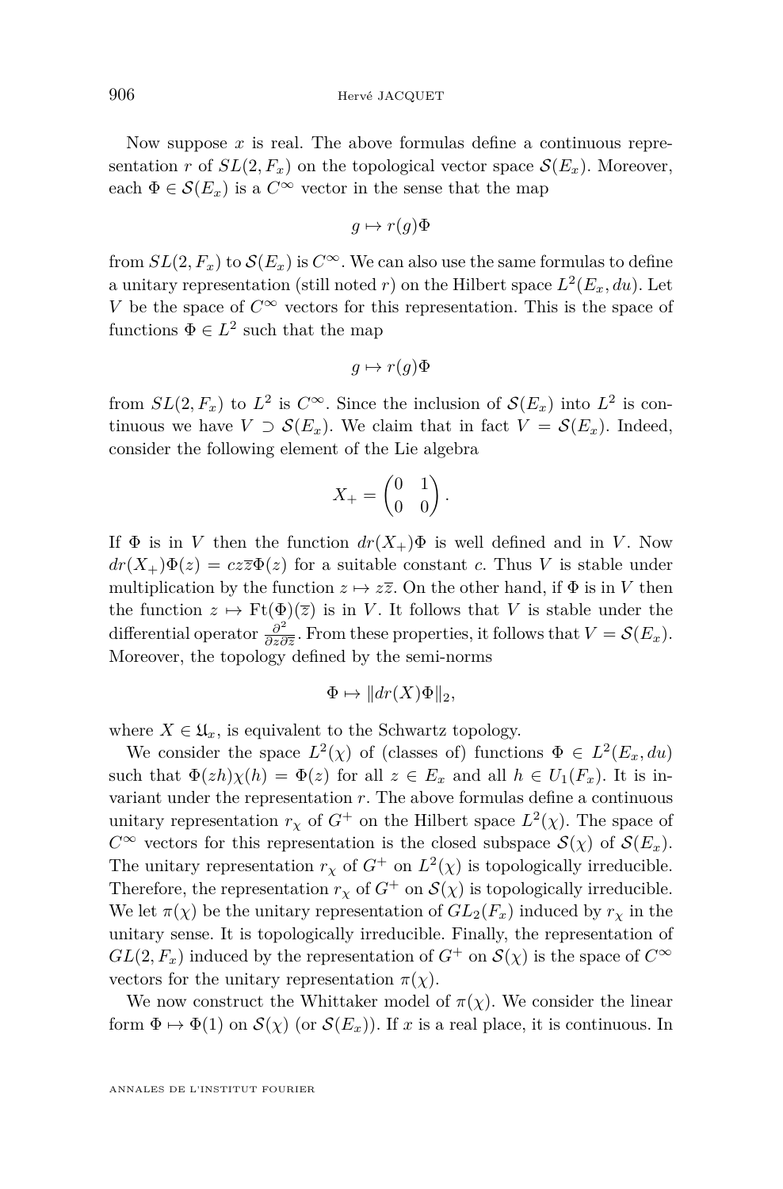Now suppose $x$ is real. The above formulas define a continuous representation $r$ of $SL(2, F_x)$ on the topological vector space $\mathcal{S}(E_x)$. Moreover, each $\Phi \in \mathcal{S}(E_x)$ is a $C^\infty$ vector in the sense that the map

$$g \mapsto r(g)\Phi$$

from $SL(2, F_x)$ to $\mathcal{S}(E_x)$ is $C^\infty$. We can also use the same formulas to define a unitary representation (still noted $r$) on the Hilbert space $L^2(E_x, du)$. Let $V$ be the space of $C^\infty$ vectors for this representation. This is the space of functions $\Phi \in L^2$ such that the map

$$g \mapsto r(g)\Phi$$

from $SL(2, F_x)$ to $L^2$ is $C^\infty$. Since the inclusion of $\mathcal{S}(E_x)$ into $L^2$ is continuous we have $V \supset \mathcal{S}(E_x)$. We claim that in fact $V = \mathcal{S}(E_x)$. Indeed, consider the following element of the Lie algebra

$$X_+ = \begin{pmatrix} 0 & 1 \\ 0 & 0 \end{pmatrix}.$$

If $\Phi$ is in $V$ then the function $dr(X_+)\Phi$ is well defined and in $V$. Now $dr(X_+)\Phi(z) = cz\overline{z}\Phi(z)$ for a suitable constant $c$. Thus $V$ is stable under multiplication by the function $z \mapsto z\overline{z}$. On the other hand, if $\Phi$ is in $V$ then the function $z \mapsto \mathrm{Ft}(\Phi)(\overline{z})$ is in $V$. It follows that $V$ is stable under the differential operator $\frac{\partial^2}{\partial z \partial \overline{z}}$. From these properties, it follows that $V = \mathcal{S}(E_x)$. Moreover, the topology defined by the semi-norms

$$\Phi \mapsto \|dr(X)\Phi\|_2,$$

where $X \in \mathfrak{U}_x$, is equivalent to the Schwartz topology.

We consider the space $L^2(\chi)$ of (classes of) functions $\Phi \in L^2(E_x, du)$ such that $\Phi(zh)\chi(h) = \Phi(z)$ for all $z \in E_x$ and all $h \in U_1(F_x)$. It is invariant under the representation $r$. The above formulas define a continuous unitary representation $r_\chi$ of $G^+$ on the Hilbert space $L^2(\chi)$. The space of $C^\infty$ vectors for this representation is the closed subspace $\mathcal{S}(\chi)$ of $\mathcal{S}(E_x)$. The unitary representation $r_\chi$ of $G^+$ on $L^2(\chi)$ is topologically irreducible. Therefore, the representation $r_\chi$ of $G^+$ on $\mathcal{S}(\chi)$ is topologically irreducible. We let $\pi(\chi)$ be the unitary representation of $GL_2(F_x)$ induced by $r_\chi$ in the unitary sense. It is topologically irreducible. Finally, the representation of $GL(2, F_x)$ induced by the representation of $G^+$ on $\mathcal{S}(\chi)$ is the space of $C^\infty$ vectors for the unitary representation $\pi(\chi)$.

We now construct the Whittaker model of $\pi(\chi)$. We consider the linear form $\Phi \mapsto \Phi(1)$ on $\mathcal{S}(\chi)$ (or $\mathcal{S}(E_x)$). If $x$ is a real place, it is continuous. In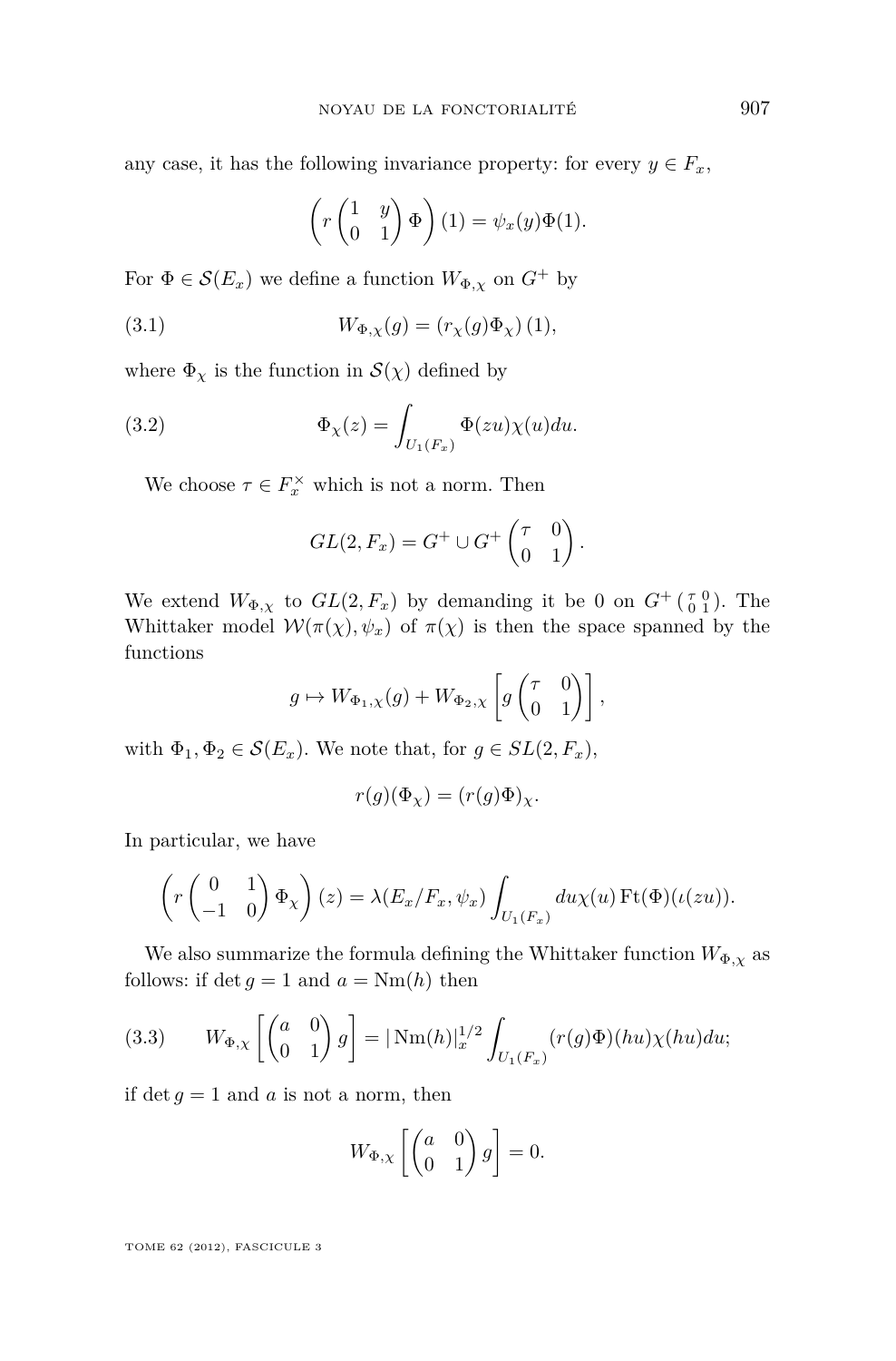any case, it has the following invariance property: for every $y \in F_x$,

$$\left( r \begin{pmatrix} 1 & y \\ 0 & 1 \end{pmatrix} \Phi \right)(1) = \psi_x(y)\Phi(1).$$

For $\Phi \in \mathcal{S}(E_x)$ we define a function $W_{\Phi,\chi}$ on $G^+$ by

$$W_{\Phi,\chi}(g) = (r_\chi(g)\Phi_\chi)(1), \tag{3.1}$$

where $\Phi_\chi$ is the function in $\mathcal{S}(\chi)$ defined by

$$\Phi_\chi(z) = \int_{U_1(F_x)} \Phi(zu)\chi(u)du. \tag{3.2}$$

We choose $\tau \in F_x^\times$ which is not a norm. Then

$$GL(2, F_x) = G^+ \cup G^+ \begin{pmatrix} \tau & 0 \\ 0 & 1 \end{pmatrix}.$$

We extend $W_{\Phi,\chi}$ to $GL(2, F_x)$ by demanding it be 0 on $G^+ \left(\begin{smallmatrix} \tau & 0 \\ 0 & 1 \end{smallmatrix}\right)$. The Whittaker model $\mathcal{W}(\pi(\chi), \psi_x)$ of $\pi(\chi)$ is then the space spanned by the functions

$$g \mapsto W_{\Phi_1,\chi}(g) + W_{\Phi_2,\chi}\left[ g \begin{pmatrix} \tau & 0 \\ 0 & 1 \end{pmatrix} \right],$$

with $\Phi_1, \Phi_2 \in \mathcal{S}(E_x)$. We note that, for $g \in SL(2, F_x)$,

$$r(g)(\Phi_\chi) = (r(g)\Phi)_\chi.$$

In particular, we have

$$\left( r \begin{pmatrix} 0 & 1 \\ -1 & 0 \end{pmatrix} \Phi_\chi \right)(z) = \lambda(E_x/F_x, \psi_x) \int_{U_1(F_x)} du\chi(u)\,\mathrm{Ft}(\Phi)(\iota(zu)).$$

We also summarize the formula defining the Whittaker function $W_{\Phi,\chi}$ as follows: if $\det g = 1$ and $a = \mathrm{Nm}(h)$ then

$$W_{\Phi,\chi}\left[ \begin{pmatrix} a & 0 \\ 0 & 1 \end{pmatrix} g \right] = |\mathrm{Nm}(h)|_x^{1/2} \int_{U_1(F_x)} (r(g)\Phi)(hu)\chi(hu)du; \tag{3.3}$$

if $\det g = 1$ and $a$ is not a norm, then

$$W_{\Phi,\chi}\left[ \begin{pmatrix} a & 0 \\ 0 & 1 \end{pmatrix} g \right] = 0.$$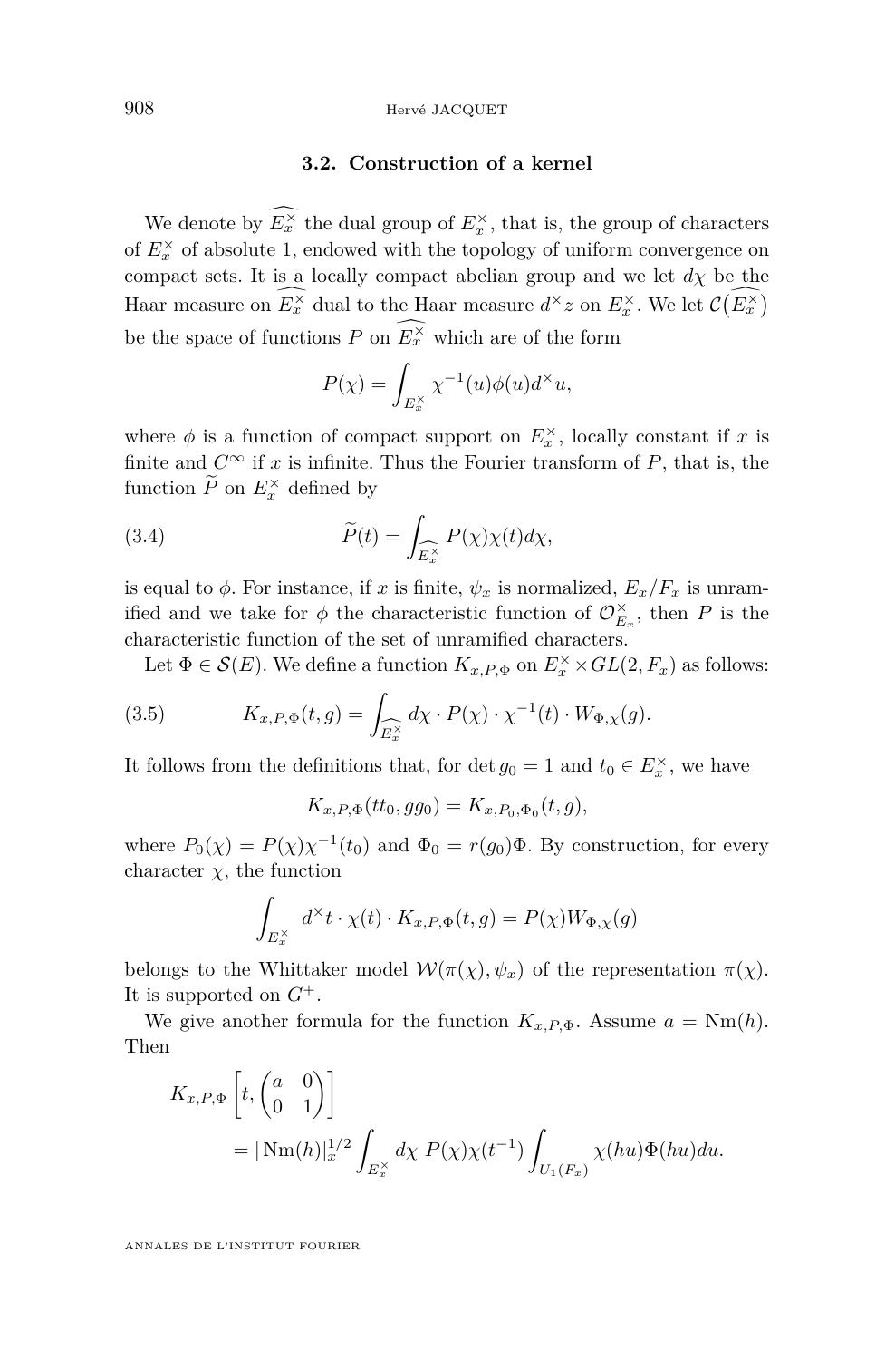### 3.2. Construction of a kernel

We denote by $\widehat{E_x^\times}$ the dual group of $E_x^\times$, that is, the group of characters of $E_x^\times$ of absolute 1, endowed with the topology of uniform convergence on compact sets. It is a locally compact abelian group and we let $d\chi$ be the Haar measure on $\widehat{E_x^\times}$ dual to the Haar measure $d^\times z$ on $E_x^\times$. We let $\mathcal{C}\big(\widehat{E_x^\times}\big)$ be the space of functions $P$ on $\widehat{E_x^\times}$ which are of the form

$$P(\chi) = \int_{E_x^\times} \chi^{-1}(u)\phi(u)d^\times u,$$

where $\phi$ is a function of compact support on $E_x^\times$, locally constant if $x$ is finite and $C^\infty$ if $x$ is infinite. Thus the Fourier transform of $P$, that is, the function $\widetilde{P}$ on $E_x^\times$ defined by

$$\widetilde{P}(t) = \int_{\widehat{E_x^\times}} P(\chi)\chi(t)d\chi, \tag{3.4}$$

is equal to $\phi$. For instance, if $x$ is finite, $\psi_x$ is normalized, $E_x/F_x$ is unramified and we take for $\phi$ the characteristic function of $\mathcal{O}_{E_x}^\times$, then $P$ is the characteristic function of the set of unramified characters.

Let $\Phi \in \mathcal{S}(E)$. We define a function $K_{x,P,\Phi}$ on $E_x^\times \times GL(2, F_x)$ as follows:

$$K_{x,P,\Phi}(t, g) = \int_{\widehat{E_x^\times}} d\chi \cdot P(\chi) \cdot \chi^{-1}(t) \cdot W_{\Phi,\chi}(g). \tag{3.5}$$

It follows from the definitions that, for $\det g_0 = 1$ and $t_0 \in E_x^\times$, we have

$$K_{x,P,\Phi}(tt_0, gg_0) = K_{x,P_0,\Phi_0}(t, g),$$

where $P_0(\chi) = P(\chi)\chi^{-1}(t_0)$ and $\Phi_0 = r(g_0)\Phi$. By construction, for every character $\chi$, the function

$$\int_{E_x^\times} d^\times t \cdot \chi(t) \cdot K_{x,P,\Phi}(t, g) = P(\chi) W_{\Phi,\chi}(g)$$

belongs to the Whittaker model $\mathcal{W}(\pi(\chi), \psi_x)$ of the representation $\pi(\chi)$. It is supported on $G^+$.

We give another formula for the function $K_{x,P,\Phi}$. Assume $a = \mathrm{Nm}(h)$. Then

$$\begin{aligned} K_{x,P,\Phi}&\left[t, \begin{pmatrix} a & 0 \\ 0 & 1 \end{pmatrix}\right] \\ &= |\,\mathrm{Nm}(h)|_x^{1/2} \int_{E_x^\times} d\chi\ P(\chi)\chi(t^{-1}) \int_{U_1(F_x)} \chi(hu)\Phi(hu)du. \end{aligned}$$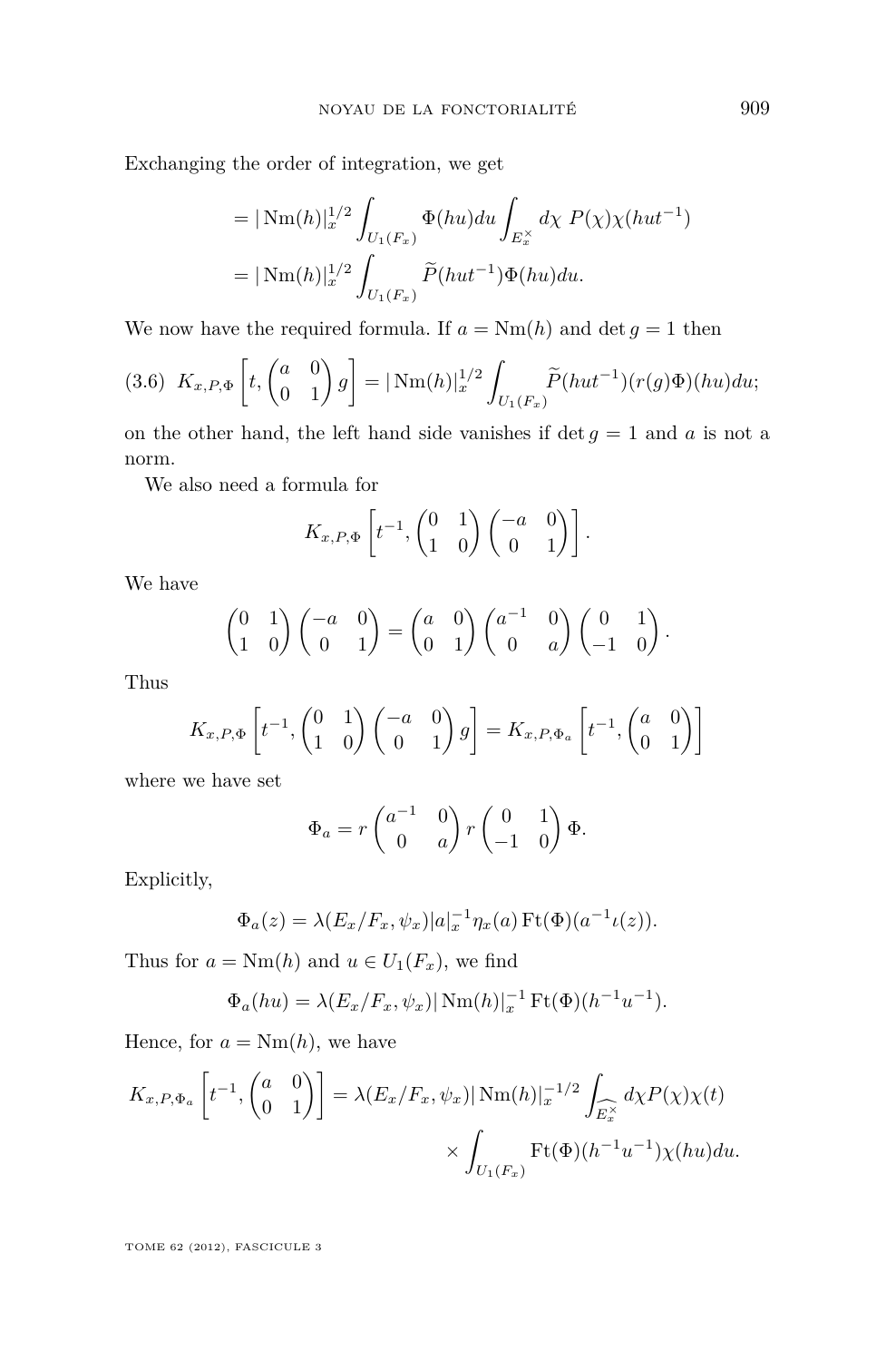Exchanging the order of integration, we get

$$= |\operatorname{Nm}(h)|_x^{1/2} \int_{U_1(F_x)} \Phi(hu)du \int_{E_x^\times} d\chi \ P(\chi)\chi(hut^{-1})$$
$$= |\operatorname{Nm}(h)|_x^{1/2} \int_{U_1(F_x)} \widetilde{P}(hut^{-1})\Phi(hu)du.$$

We now have the required formula. If $a = \operatorname{Nm}(h)$ and $\det g = 1$ then

$$K_{x,P,\Phi}\left[t, \begin{pmatrix} a & 0 \\ 0 & 1 \end{pmatrix} g\right] = |\operatorname{Nm}(h)|_x^{1/2} \int_{U_1(F_x)} \widetilde{P}(hut^{-1})(r(g)\Phi)(hu)du; \tag{3.6}$$

on the other hand, the left hand side vanishes if $\det g = 1$ and $a$ is not a norm.

We also need a formula for

$$K_{x,P,\Phi}\left[t^{-1}, \begin{pmatrix} 0 & 1 \\ 1 & 0 \end{pmatrix} \begin{pmatrix} -a & 0 \\ 0 & 1 \end{pmatrix}\right].$$

We have

$$\begin{pmatrix} 0 & 1 \\ 1 & 0 \end{pmatrix} \begin{pmatrix} -a & 0 \\ 0 & 1 \end{pmatrix} = \begin{pmatrix} a & 0 \\ 0 & 1 \end{pmatrix} \begin{pmatrix} a^{-1} & 0 \\ 0 & a \end{pmatrix} \begin{pmatrix} 0 & 1 \\ -1 & 0 \end{pmatrix}.$$

Thus

$$K_{x,P,\Phi}\left[t^{-1}, \begin{pmatrix} 0 & 1 \\ 1 & 0 \end{pmatrix} \begin{pmatrix} -a & 0 \\ 0 & 1 \end{pmatrix} g\right] = K_{x,P,\Phi_a}\left[t^{-1}, \begin{pmatrix} a & 0 \\ 0 & 1 \end{pmatrix}\right]$$

where we have set

$$\Phi_a = r\begin{pmatrix} a^{-1} & 0 \\ 0 & a \end{pmatrix} r\begin{pmatrix} 0 & 1 \\ -1 & 0 \end{pmatrix} \Phi.$$

Explicitly,

$$\Phi_a(z) = \lambda(E_x/F_x, \psi_x)|a|_x^{-1}\eta_x(a)\operatorname{Ft}(\Phi)(a^{-1}\iota(z)).$$

Thus for $a = \operatorname{Nm}(h)$ and $u \in U_1(F_x)$, we find

$$\Phi_a(hu) = \lambda(E_x/F_x, \psi_x)|\operatorname{Nm}(h)|_x^{-1}\operatorname{Ft}(\Phi)(h^{-1}u^{-1}).$$

Hence, for $a = \operatorname{Nm}(h)$, we have

$$K_{x,P,\Phi_a}\left[t^{-1}, \begin{pmatrix} a & 0 \\ 0 & 1 \end{pmatrix}\right] = \lambda(E_x/F_x, \psi_x)|\operatorname{Nm}(h)|_x^{-1/2} \int_{\widehat{E_x^\times}} d\chi P(\chi)\chi(t) \times \int_{U_1(F_x)} \operatorname{Ft}(\Phi)(h^{-1}u^{-1})\chi(hu)du.$$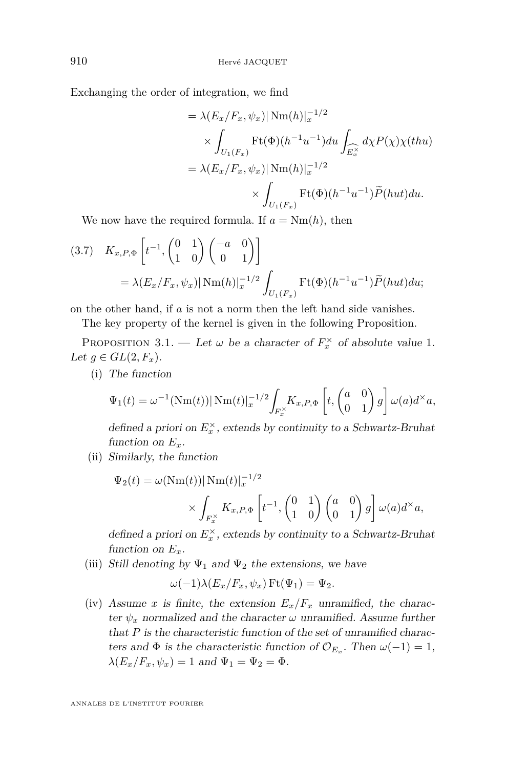Exchanging the order of integration, we find

$$
\begin{aligned}
&= \lambda(E_x/F_x, \psi_x)|\operatorname{Nm}(h)|_x^{-1/2} \\
&\quad \times \int_{U_1(F_x)} \operatorname{Ft}(\Phi)(h^{-1}u^{-1})du \int_{\widehat{E_x^\times}} d\chi P(\chi)\chi(thu) \\
&= \lambda(E_x/F_x, \psi_x)|\operatorname{Nm}(h)|_x^{-1/2} \\
&\qquad \times \int_{U_1(F_x)} \operatorname{Ft}(\Phi)(h^{-1}u^{-1})\widetilde{P}(hut)du.
\end{aligned}
$$

We now have the required formula. If $a = \operatorname{Nm}(h)$, then

$$
\begin{aligned}
(3.7)\quad & K_{x,P,\Phi}\left[t^{-1}, \begin{pmatrix} 0 & 1 \\ 1 & 0 \end{pmatrix}\begin{pmatrix} -a & 0 \\ 0 & 1 \end{pmatrix}\right] \\
&= \lambda(E_x/F_x, \psi_x)|\operatorname{Nm}(h)|_x^{-1/2} \int_{U_1(F_x)} \operatorname{Ft}(\Phi)(h^{-1}u^{-1})\widetilde{P}(hut)du;
\end{aligned}
$$

on the other hand, if $a$ is not a norm then the left hand side vanishes.

The key property of the kernel is given in the following Proposition.

Proposition 3.1. — *Let $\omega$ be a character of $F_x^\times$ of absolute value 1. Let $g \in GL(2, F_x)$.*

(i) *The function*

$$
\Psi_1(t) = \omega^{-1}(\operatorname{Nm}(t))|\operatorname{Nm}(t)|_x^{-1/2} \int_{F_x^\times} K_{x,P,\Phi}\left[t, \begin{pmatrix} a & 0 \\ 0 & 1 \end{pmatrix} g\right]\omega(a)d^\times a,
$$

*defined a priori on $E_x^\times$, extends by continuity to a Schwartz-Bruhat function on $E_x$.*

(ii) *Similarly, the function*

$$
\begin{aligned}
\Psi_2(t) &= \omega(\operatorname{Nm}(t))|\operatorname{Nm}(t)|_x^{-1/2} \\
&\qquad \times \int_{F_x^\times} K_{x,P,\Phi}\left[t^{-1}, \begin{pmatrix} 0 & 1 \\ 1 & 0 \end{pmatrix}\begin{pmatrix} a & 0 \\ 0 & 1 \end{pmatrix} g\right]\omega(a)d^\times a,
\end{aligned}
$$

*defined a priori on $E_x^\times$, extends by continuity to a Schwartz-Bruhat function on $E_x$.*

(iii) *Still denoting by $\Psi_1$ and $\Psi_2$ the extensions, we have*

$$
\omega(-1)\lambda(E_x/F_x, \psi_x)\operatorname{Ft}(\Psi_1) = \Psi_2.
$$

(iv) *Assume $x$ is finite, the extension $E_x/F_x$ unramified, the character $\psi_x$ normalized and the character $\omega$ unramified. Assume further that $P$ is the characteristic function of the set of unramified characters and $\Phi$ is the characteristic function of $\mathcal{O}_{E_x}$. Then $\omega(-1) = 1$, $\lambda(E_x/F_x, \psi_x) = 1$ and $\Psi_1 = \Psi_2 = \Phi$.*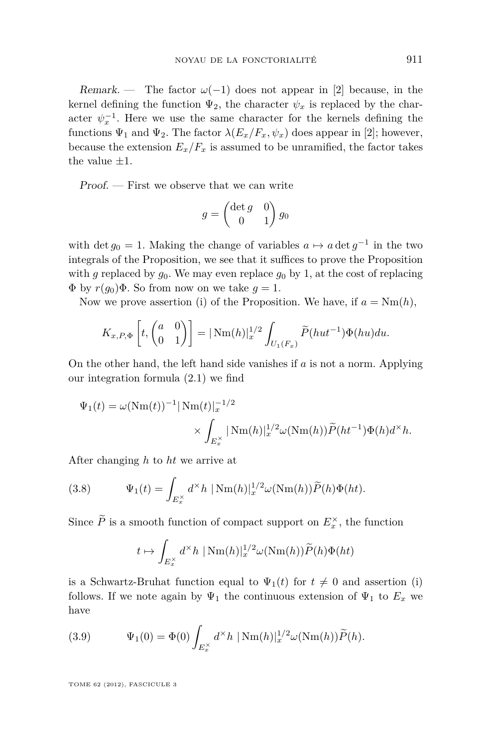*Remark.* — The factor $\omega(-1)$ does not appear in [2] because, in the kernel defining the function $\Psi_2$, the character $\psi_x$ is replaced by the character $\psi_x^{-1}$. Here we use the same character for the kernels defining the functions $\Psi_1$ and $\Psi_2$. The factor $\lambda(E_x/F_x, \psi_x)$ does appear in [2]; however, because the extension $E_x/F_x$ is assumed to be unramified, the factor takes the value $\pm 1$.

*Proof.* — First we observe that we can write

$$g = \begin{pmatrix} \det g & 0 \\ 0 & 1 \end{pmatrix} g_0$$

with $\det g_0 = 1$. Making the change of variables $a \mapsto a \det g^{-1}$ in the two integrals of the Proposition, we see that it suffices to prove the Proposition with $g$ replaced by $g_0$. We may even replace $g_0$ by 1, at the cost of replacing $\Phi$ by $r(g_0)\Phi$. So from now on we take $g = 1$.

Now we prove assertion (i) of the Proposition. We have, if $a = \mathrm{Nm}(h)$,

$$K_{x,P,\Phi}\left[t, \begin{pmatrix} a & 0 \\ 0 & 1 \end{pmatrix}\right] = |\mathrm{Nm}(h)|_x^{1/2} \int_{U_1(F_x)} \widetilde{P}(hut^{-1})\Phi(hu)du.$$

On the other hand, the left hand side vanishes if $a$ is not a norm. Applying our integration formula (2.1) we find

$$\Psi_1(t) = \omega(\mathrm{Nm}(t))^{-1} |\mathrm{Nm}(t)|_x^{-1/2} \times \int_{E_x^\times} |\mathrm{Nm}(h)|_x^{1/2} \omega(\mathrm{Nm}(h)) \widetilde{P}(ht^{-1})\Phi(h) d^\times h.$$

After changing $h$ to $ht$ we arrive at

$$\Psi_1(t) = \int_{E_x^\times} d^\times h \; |\mathrm{Nm}(h)|_x^{1/2} \omega(\mathrm{Nm}(h)) \widetilde{P}(h)\Phi(ht). \tag{3.8}$$

Since $\widetilde{P}$ is a smooth function of compact support on $E_x^\times$, the function

$$t \mapsto \int_{E_x^\times} d^\times h \; |\mathrm{Nm}(h)|_x^{1/2} \omega(\mathrm{Nm}(h)) \widetilde{P}(h)\Phi(ht)$$

is a Schwartz-Bruhat function equal to $\Psi_1(t)$ for $t \neq 0$ and assertion (i) follows. If we note again by $\Psi_1$ the continuous extension of $\Psi_1$ to $E_x$ we have

$$\Psi_1(0) = \Phi(0) \int_{E_x^\times} d^\times h \; |\mathrm{Nm}(h)|_x^{1/2} \omega(\mathrm{Nm}(h)) \widetilde{P}(h). \tag{3.9}$$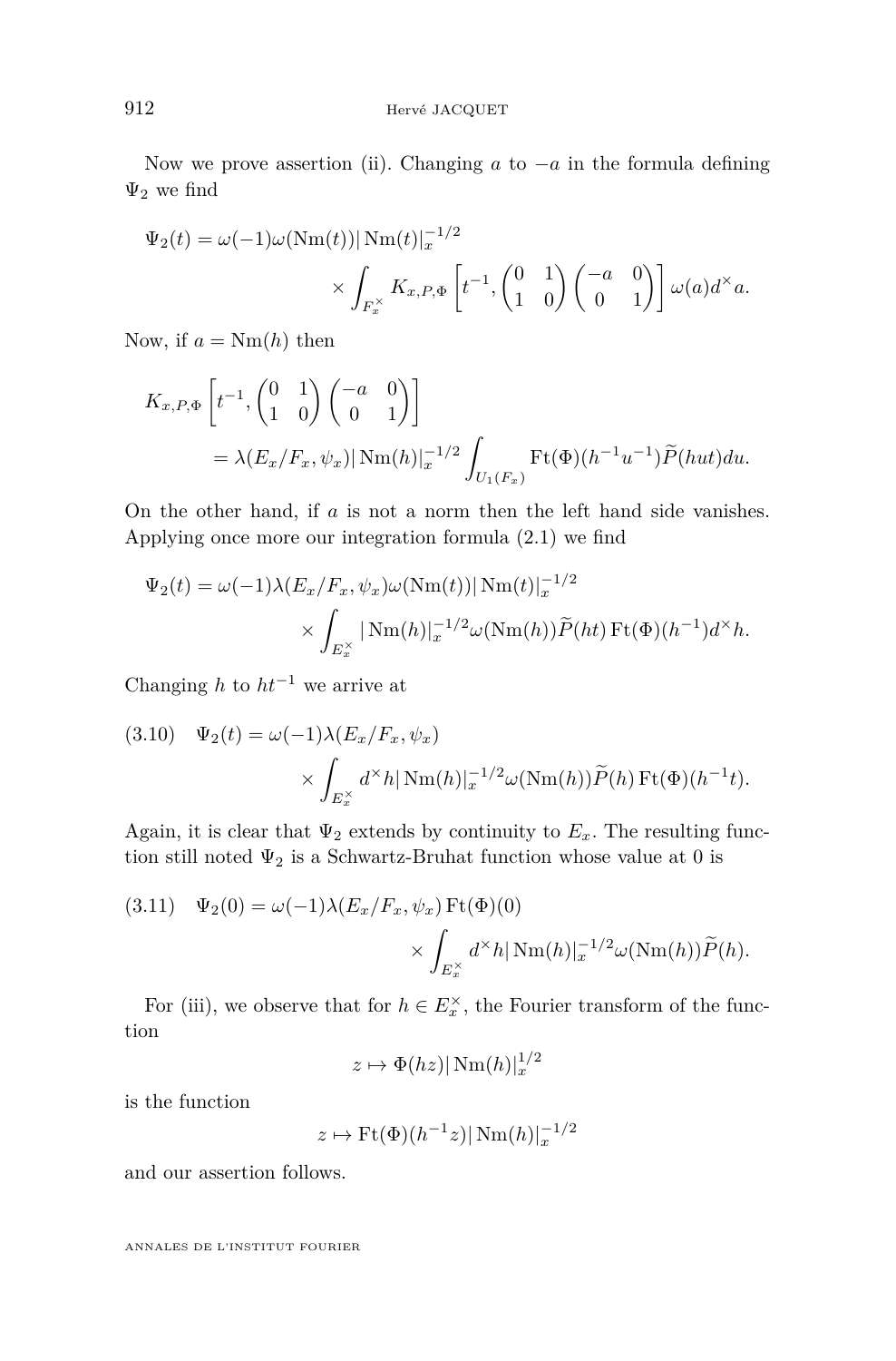Now we prove assertion (ii). Changing $a$ to $-a$ in the formula defining $\Psi_2$ we find

$$\Psi_2(t) = \omega(-1)\omega(\mathrm{Nm}(t))|\,\mathrm{Nm}(t)|_x^{-1/2} \times \int_{F_x^\times} K_{x,P,\Phi}\left[t^{-1}, \begin{pmatrix} 0 & 1 \\ 1 & 0 \end{pmatrix} \begin{pmatrix} -a & 0 \\ 0 & 1 \end{pmatrix}\right] \omega(a) d^\times a.$$

Now, if $a = \mathrm{Nm}(h)$ then

$$K_{x,P,\Phi}\left[t^{-1}, \begin{pmatrix} 0 & 1 \\ 1 & 0 \end{pmatrix} \begin{pmatrix} -a & 0 \\ 0 & 1 \end{pmatrix}\right] = \lambda(E_x/F_x, \psi_x)|\,\mathrm{Nm}(h)|_x^{-1/2} \int_{U_1(F_x)} \mathrm{Ft}(\Phi)(h^{-1}u^{-1})\widetilde{P}(hut)du.$$

On the other hand, if $a$ is not a norm then the left hand side vanishes. Applying once more our integration formula (2.1) we find

$$\Psi_2(t) = \omega(-1)\lambda(E_x/F_x, \psi_x)\omega(\mathrm{Nm}(t))|\,\mathrm{Nm}(t)|_x^{-1/2} \times \int_{E_x^\times} |\,\mathrm{Nm}(h)|_x^{-1/2}\omega(\mathrm{Nm}(h))\widetilde{P}(ht)\,\mathrm{Ft}(\Phi)(h^{-1})d^\times h.$$

Changing $h$ to $ht^{-1}$ we arrive at

$$\Psi_2(t) = \omega(-1)\lambda(E_x/F_x, \psi_x) \times \int_{E_x^\times} d^\times h|\,\mathrm{Nm}(h)|_x^{-1/2}\omega(\mathrm{Nm}(h))\widetilde{P}(h)\,\mathrm{Ft}(\Phi)(h^{-1}t). \tag{3.10}$$

Again, it is clear that $\Psi_2$ extends by continuity to $E_x$. The resulting function still noted $\Psi_2$ is a Schwartz-Bruhat function whose value at 0 is

$$\Psi_2(0) = \omega(-1)\lambda(E_x/F_x, \psi_x)\,\mathrm{Ft}(\Phi)(0) \times \int_{E_x^\times} d^\times h|\,\mathrm{Nm}(h)|_x^{-1/2}\omega(\mathrm{Nm}(h))\widetilde{P}(h). \tag{3.11}$$

For (iii), we observe that for $h \in E_x^\times$, the Fourier transform of the function

$$z \mapsto \Phi(hz)|\,\mathrm{Nm}(h)|_x^{1/2}$$

is the function

$$z \mapsto \mathrm{Ft}(\Phi)(h^{-1}z)|\,\mathrm{Nm}(h)|_x^{-1/2}$$

and our assertion follows.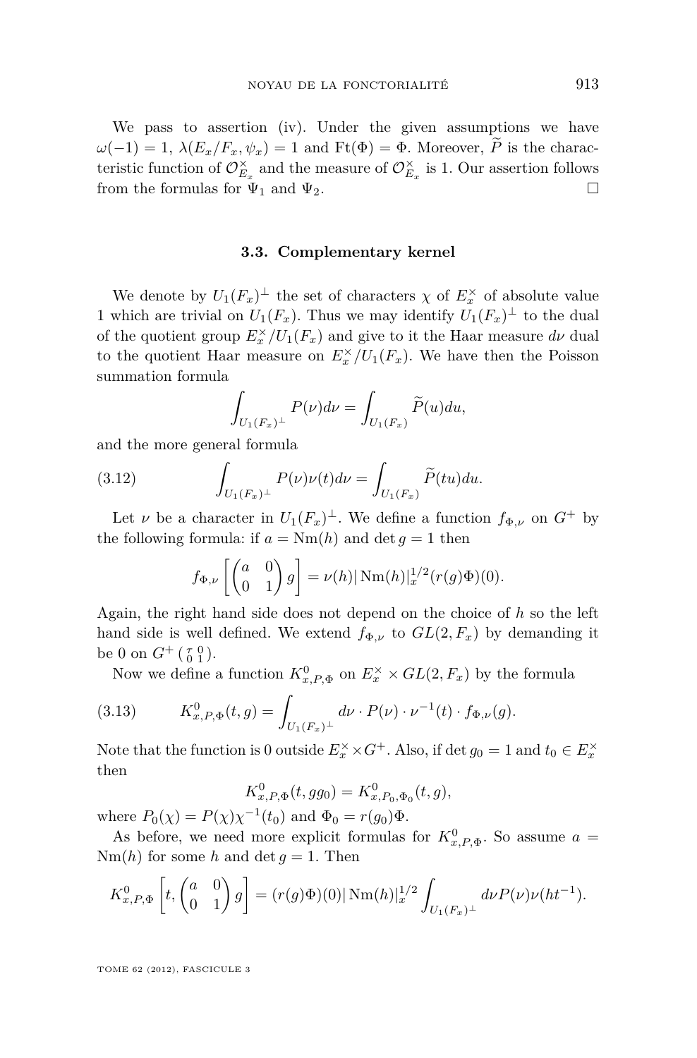We pass to assertion (iv). Under the given assumptions we have $\omega(-1)=1$, $\lambda(E_x/F_x,\psi_x)=1$ and $\mathrm{Ft}(\Phi)=\Phi$. Moreover, $\widetilde{P}$ is the characteristic function of $\mathcal{O}_{E_x}^\times$ and the measure of $\mathcal{O}_{E_x}^\times$ is 1. Our assertion follows from the formulas for $\Psi_1$ and $\Psi_2$. □

### 3.3. Complementary kernel

We denote by $U_1(F_x)^\perp$ the set of characters $\chi$ of $E_x^\times$ of absolute value 1 which are trivial on $U_1(F_x)$. Thus we may identify $U_1(F_x)^\perp$ to the dual of the quotient group $E_x^\times/U_1(F_x)$ and give to it the Haar measure $d\nu$ dual to the quotient Haar measure on $E_x^\times/U_1(F_x)$. We have then the Poisson summation formula

$$\int_{U_1(F_x)^\perp} P(\nu)d\nu = \int_{U_1(F_x)} \widetilde{P}(u)du,$$

and the more general formula

$$\int_{U_1(F_x)^\perp} P(\nu)\nu(t)d\nu = \int_{U_1(F_x)} \widetilde{P}(tu)du. \tag{3.12}$$

Let $\nu$ be a character in $U_1(F_x)^\perp$. We define a function $f_{\Phi,\nu}$ on $G^+$ by the following formula: if $a=\mathrm{Nm}(h)$ and $\det g = 1$ then

$$f_{\Phi,\nu}\left[\begin{pmatrix} a & 0 \\ 0 & 1\end{pmatrix} g\right] = \nu(h)|\mathrm{Nm}(h)|_x^{1/2}(r(g)\Phi)(0).$$

Again, the right hand side does not depend on the choice of $h$ so the left hand side is well defined. We extend $f_{\Phi,\nu}$ to $GL(2,F_x)$ by demanding it be 0 on $G^+\left(\begin{smallmatrix} \tau & 0 \\ 0 & 1\end{smallmatrix}\right)$.

Now we define a function $K^0_{x,P,\Phi}$ on $E_x^\times \times GL(2,F_x)$ by the formula

$$K^0_{x,P,\Phi}(t,g) = \int_{U_1(F_x)^\perp} d\nu \cdot P(\nu)\cdot \nu^{-1}(t)\cdot f_{\Phi,\nu}(g). \tag{3.13}$$

Note that the function is 0 outside $E_x^\times \times G^+$. Also, if $\det g_0 = 1$ and $t_0 \in E_x^\times$ then

$$K^0_{x,P,\Phi}(t,gg_0) = K^0_{x,P_0,\Phi_0}(t,g),$$

where $P_0(\chi) = P(\chi)\chi^{-1}(t_0)$ and $\Phi_0 = r(g_0)\Phi$.

As before, we need more explicit formulas for $K^0_{x,P,\Phi}$. So assume $a = \mathrm{Nm}(h)$ for some $h$ and $\det g = 1$. Then

$$K^0_{x,P,\Phi}\left[t, \begin{pmatrix} a & 0 \\ 0 & 1\end{pmatrix} g\right] = (r(g)\Phi)(0)|\mathrm{Nm}(h)|_x^{1/2}\int_{U_1(F_x)^\perp} d\nu P(\nu)\nu(ht^{-1}).$$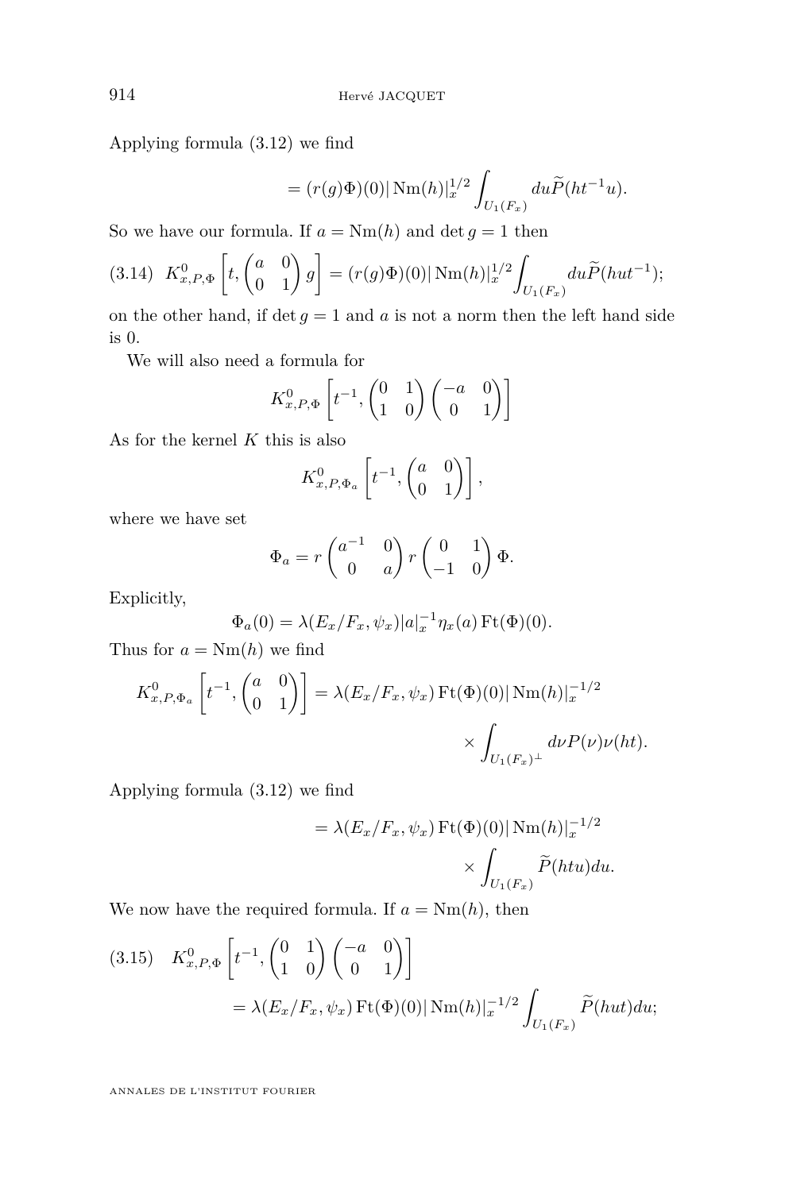Applying formula (3.12) we find

$$= (r(g)\Phi)(0)|\operatorname{Nm}(h)|_x^{1/2} \int_{U_1(F_x)} du \widetilde{P}(ht^{-1}u).$$

So we have our formula. If $a = \operatorname{Nm}(h)$ and $\det g = 1$ then

$$K^0_{x,P,\Phi}\left[t, \begin{pmatrix} a & 0 \\ 0 & 1 \end{pmatrix} g\right] = (r(g)\Phi)(0)|\operatorname{Nm}(h)|_x^{1/2} \int_{U_1(F_x)} du \widetilde{P}(hut^{-1}); \tag{3.14}$$

on the other hand, if $\det g = 1$ and $a$ is not a norm then the left hand side is 0.

We will also need a formula for

$$K^0_{x,P,\Phi}\left[t^{-1}, \begin{pmatrix} 0 & 1 \\ 1 & 0 \end{pmatrix} \begin{pmatrix} -a & 0 \\ 0 & 1 \end{pmatrix}\right]$$

As for the kernel $K$ this is also

$$K^0_{x,P,\Phi_a}\left[t^{-1}, \begin{pmatrix} a & 0 \\ 0 & 1 \end{pmatrix}\right],$$

where we have set

$$\Phi_a = r\begin{pmatrix} a^{-1} & 0 \\ 0 & a \end{pmatrix} r\begin{pmatrix} 0 & 1 \\ -1 & 0 \end{pmatrix} \Phi.$$

Explicitly,

$$\Phi_a(0) = \lambda(E_x/F_x, \psi_x)|a|_x^{-1} \eta_x(a) \operatorname{Ft}(\Phi)(0).$$

Thus for $a = \operatorname{Nm}(h)$ we find

$$K^0_{x,P,\Phi_a}\left[t^{-1}, \begin{pmatrix} a & 0 \\ 0 & 1 \end{pmatrix}\right] = \lambda(E_x/F_x, \psi_x) \operatorname{Ft}(\Phi)(0)|\operatorname{Nm}(h)|_x^{-1/2} \times \int_{U_1(F_x)^{\perp}} d\nu P(\nu)\nu(ht).$$

Applying formula (3.12) we find

$$= \lambda(E_x/F_x, \psi_x) \operatorname{Ft}(\Phi)(0)|\operatorname{Nm}(h)|_x^{-1/2} \times \int_{U_1(F_x)} \widetilde{P}(htu)du.$$

We now have the required formula. If $a = \operatorname{Nm}(h)$, then

$$K^0_{x,P,\Phi}\left[t^{-1}, \begin{pmatrix} 0 & 1 \\ 1 & 0 \end{pmatrix} \begin{pmatrix} -a & 0 \\ 0 & 1 \end{pmatrix}\right] = \lambda(E_x/F_x, \psi_x) \operatorname{Ft}(\Phi)(0)|\operatorname{Nm}(h)|_x^{-1/2} \int_{U_1(F_x)} \widetilde{P}(hut)du; \tag{3.15}$$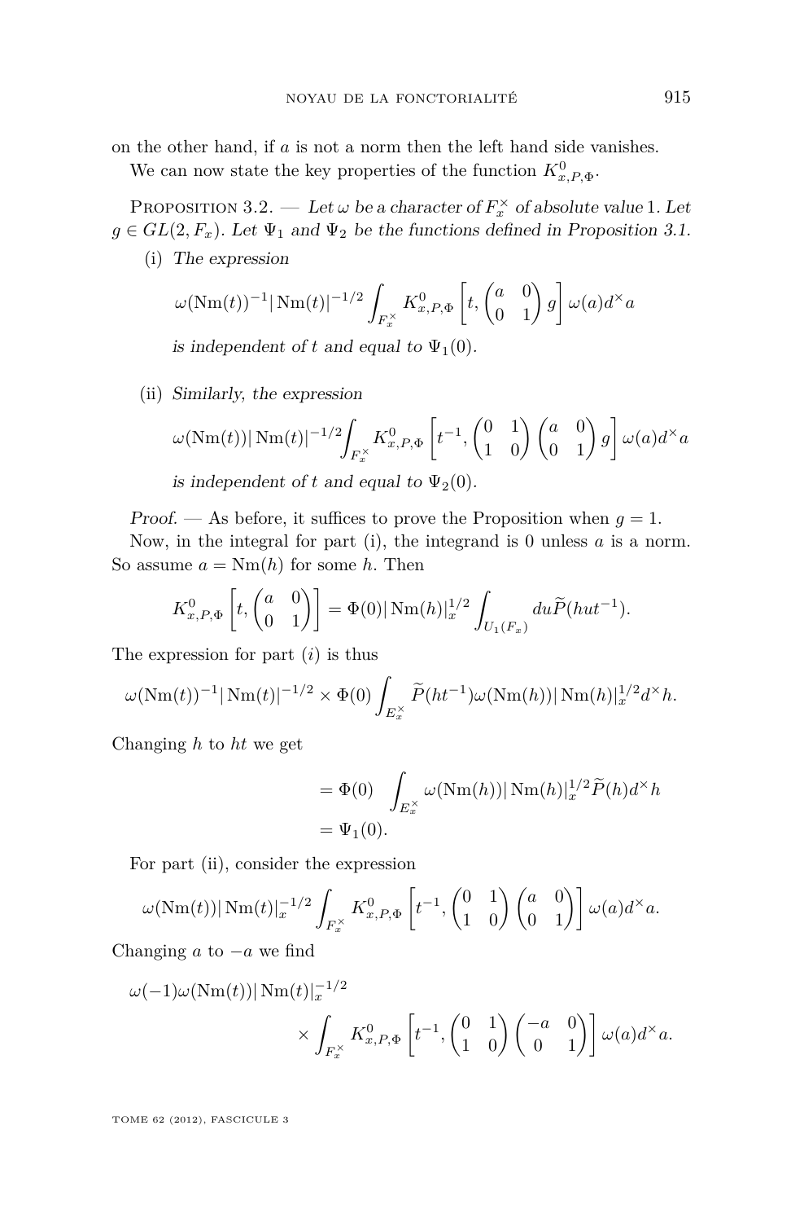on the other hand, if $a$ is not a norm then the left hand side vanishes.

We can now state the key properties of the function $K^0_{x,P,\Phi}$.

Proposition 3.2. — *Let $\omega$ be a character of $F_x^\times$ of absolute value 1. Let $g \in GL(2,F_x)$. Let $\Psi_1$ and $\Psi_2$ be the functions defined in Proposition 3.1.*

(i) *The expression*

$$\omega(\mathrm{Nm}(t))^{-1}|\mathrm{Nm}(t)|^{-1/2}\int_{F_x^\times} K^0_{x,P,\Phi}\left[t,\begin{pmatrix} a & 0\\ 0 & 1\end{pmatrix} g\right]\omega(a)d^\times a$$

*is independent of $t$ and equal to $\Psi_1(0)$.*

(ii) *Similarly, the expression*

$$\omega(\mathrm{Nm}(t))|\mathrm{Nm}(t)|^{-1/2}\int_{F_x^\times} K^0_{x,P,\Phi}\left[t^{-1},\begin{pmatrix} 0 & 1\\ 1 & 0\end{pmatrix}\begin{pmatrix} a & 0\\ 0 & 1\end{pmatrix} g\right]\omega(a)d^\times a$$

*is independent of $t$ and equal to $\Psi_2(0)$.*

*Proof.* — As before, it suffices to prove the Proposition when $g=1$.

Now, in the integral for part (i), the integrand is 0 unless $a$ is a norm. So assume $a = \mathrm{Nm}(h)$ for some $h$. Then

$$K^0_{x,P,\Phi}\left[t,\begin{pmatrix} a & 0\\ 0 & 1\end{pmatrix}\right] = \Phi(0)|\mathrm{Nm}(h)|_x^{1/2}\int_{U_1(F_x)} du\widetilde{P}(hut^{-1}).$$

The expression for part $(i)$ is thus

$$\omega(\mathrm{Nm}(t))^{-1}|\mathrm{Nm}(t)|^{-1/2}\times\Phi(0)\int_{E_x^\times}\widetilde{P}(ht^{-1})\omega(\mathrm{Nm}(h))|\mathrm{Nm}(h)|_x^{1/2}d^\times h.$$

Changing $h$ to $ht$ we get

$$\begin{aligned} &= \Phi(0)\quad\int_{E_x^\times}\omega(\mathrm{Nm}(h))|\mathrm{Nm}(h)|_x^{1/2}\widetilde{P}(h)d^\times h\\ &= \Psi_1(0). \end{aligned}$$

For part (ii), consider the expression

$$\omega(\mathrm{Nm}(t))|\mathrm{Nm}(t)|_x^{-1/2}\int_{F_x^\times} K^0_{x,P,\Phi}\left[t^{-1},\begin{pmatrix} 0 & 1\\ 1 & 0\end{pmatrix}\begin{pmatrix} a & 0\\ 0 & 1\end{pmatrix}\right]\omega(a)d^\times a.$$

Changing $a$ to $-a$ we find

$$\omega(-1)\omega(\mathrm{Nm}(t))|\mathrm{Nm}(t)|_x^{-1/2}\times\int_{F_x^\times} K^0_{x,P,\Phi}\left[t^{-1},\begin{pmatrix} 0 & 1\\ 1 & 0\end{pmatrix}\begin{pmatrix} -a & 0\\ 0 & 1\end{pmatrix}\right]\omega(a)d^\times a.$$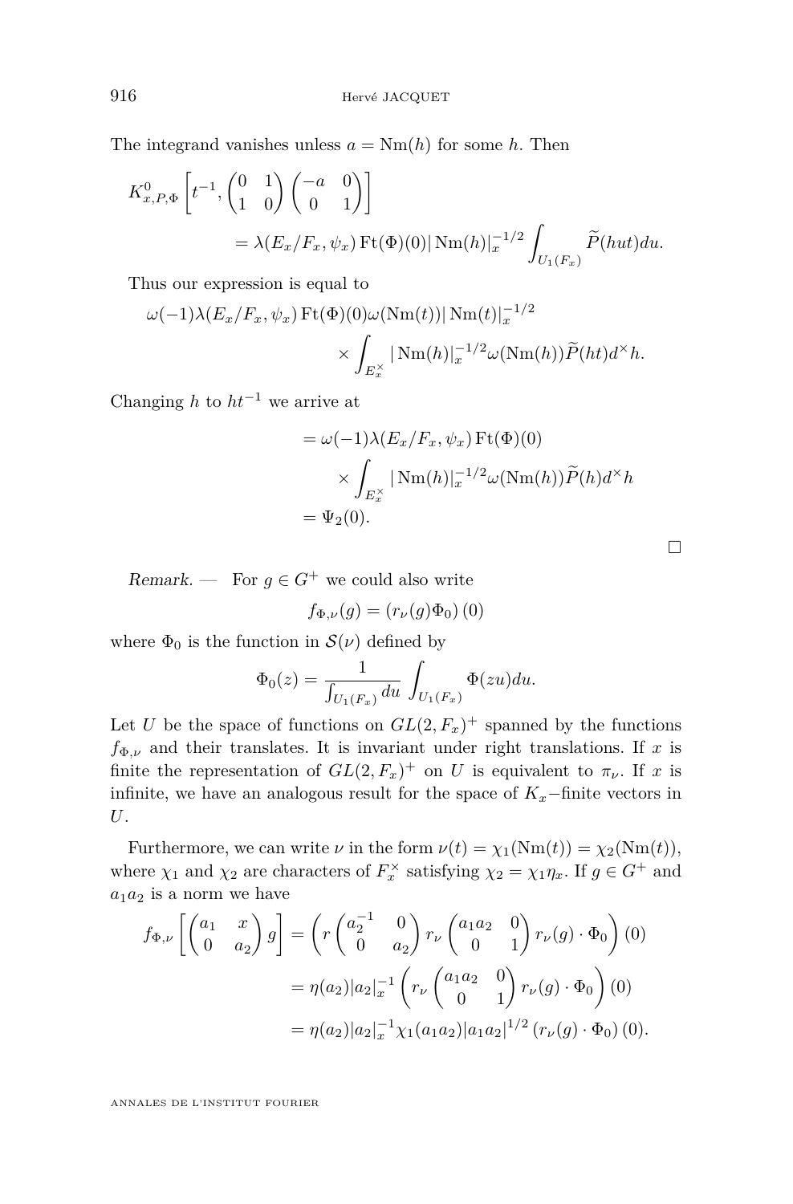The integrand vanishes unless $a = \mathrm{Nm}(h)$ for some $h$. Then

$$K^0_{x,P,\Phi}\left[t^{-1}, \begin{pmatrix} 0 & 1 \\ 1 & 0 \end{pmatrix}\begin{pmatrix} -a & 0 \\ 0 & 1 \end{pmatrix}\right] \\ = \lambda(E_x/F_x, \psi_x)\,\mathrm{Ft}(\Phi)(0)|\,\mathrm{Nm}(h)|_x^{-1/2}\int_{U_1(F_x)} \widetilde{P}(hut)du.$$

Thus our expression is equal to

$$\omega(-1)\lambda(E_x/F_x, \psi_x)\,\mathrm{Ft}(\Phi)(0)\omega(\mathrm{Nm}(t))|\,\mathrm{Nm}(t)|_x^{-1/2} \\ \times \int_{E_x^\times} |\,\mathrm{Nm}(h)|_x^{-1/2}\omega(\mathrm{Nm}(h))\widetilde{P}(ht)d^\times h.$$

Changing $h$ to $ht^{-1}$ we arrive at

$$= \omega(-1)\lambda(E_x/F_x, \psi_x)\,\mathrm{Ft}(\Phi)(0) \\ \times \int_{E_x^\times} |\,\mathrm{Nm}(h)|_x^{-1/2}\omega(\mathrm{Nm}(h))\widetilde{P}(h)d^\times h \\ = \Psi_2(0).$$

□

*Remark.* — For $g \in G^+$ we could also write

$$f_{\Phi,\nu}(g) = \left(r_\nu(g)\Phi_0\right)(0)$$

where $\Phi_0$ is the function in $\mathcal{S}(\nu)$ defined by

$$\Phi_0(z) = \frac{1}{\int_{U_1(F_x)} du}\int_{U_1(F_x)} \Phi(zu)du.$$

Let $U$ be the space of functions on $GL(2, F_x)^+$ spanned by the functions $f_{\Phi,\nu}$ and their translates. It is invariant under right translations. If $x$ is finite the representation of $GL(2, F_x)^+$ on $U$ is equivalent to $\pi_\nu$. If $x$ is infinite, we have an analogous result for the space of $K_x$−finite vectors in $U$.

Furthermore, we can write $\nu$ in the form $\nu(t) = \chi_1(\mathrm{Nm}(t)) = \chi_2(\mathrm{Nm}(t))$, where $\chi_1$ and $\chi_2$ are characters of $F_x^\times$ satisfying $\chi_2 = \chi_1\eta_x$. If $g \in G^+$ and $a_1a_2$ is a norm we have

$$\begin{aligned} f_{\Phi,\nu}\left[\begin{pmatrix} a_1 & x \\ 0 & a_2 \end{pmatrix} g\right] &= \left(r\begin{pmatrix} a_2^{-1} & 0 \\ 0 & a_2 \end{pmatrix} r_\nu \begin{pmatrix} a_1a_2 & 0 \\ 0 & 1 \end{pmatrix} r_\nu(g)\cdot\Phi_0\right)(0) \\ &= \eta(a_2)|a_2|_x^{-1}\left(r_\nu\begin{pmatrix} a_1a_2 & 0 \\ 0 & 1 \end{pmatrix} r_\nu(g)\cdot\Phi_0\right)(0) \\ &= \eta(a_2)|a_2|_x^{-1}\chi_1(a_1a_2)|a_1a_2|^{1/2}\left(r_\nu(g)\cdot\Phi_0\right)(0). \end{aligned}$$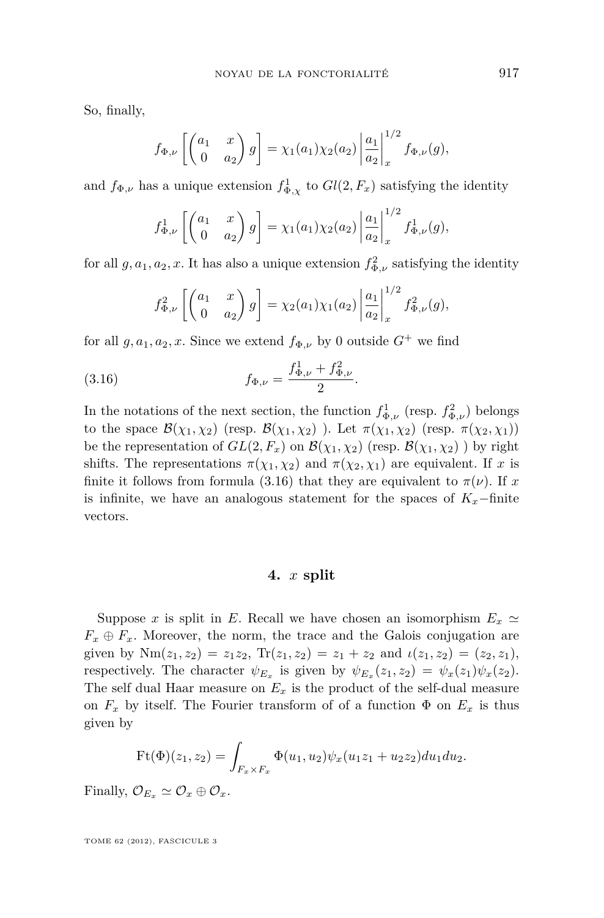So, finally,

$$f_{\Phi,\nu}\left[\begin{pmatrix} a_1 & x \\ 0 & a_2 \end{pmatrix} g\right] = \chi_1(a_1)\chi_2(a_2)\left|\frac{a_1}{a_2}\right|_x^{1/2} f_{\Phi,\nu}(g),$$

and $f_{\Phi,\nu}$ has a unique extension $f^1_{\Phi,\chi}$ to $Gl(2,F_x)$ satisfying the identity

$$f^1_{\Phi,\nu}\left[\begin{pmatrix} a_1 & x \\ 0 & a_2 \end{pmatrix} g\right] = \chi_1(a_1)\chi_2(a_2)\left|\frac{a_1}{a_2}\right|_x^{1/2} f^1_{\Phi,\nu}(g),$$

for all $g, a_1, a_2, x$. It has also a unique extension $f^2_{\Phi,\nu}$ satisfying the identity

$$f^2_{\Phi,\nu}\left[\begin{pmatrix} a_1 & x \\ 0 & a_2 \end{pmatrix} g\right] = \chi_2(a_1)\chi_1(a_2)\left|\frac{a_1}{a_2}\right|_x^{1/2} f^2_{\Phi,\nu}(g),$$

for all $g, a_1, a_2, x$. Since we extend $f_{\Phi,\nu}$ by 0 outside $G^+$ we find

$$f_{\Phi,\nu} = \frac{f^1_{\Phi,\nu} + f^2_{\Phi,\nu}}{2}. \tag{3.16}$$

In the notations of the next section, the function $f^1_{\Phi,\nu}$ (resp. $f^2_{\Phi,\nu}$) belongs to the space $\mathcal{B}(\chi_1,\chi_2)$ (resp. $\mathcal{B}(\chi_1,\chi_2)$ ). Let $\pi(\chi_1,\chi_2)$ (resp. $\pi(\chi_2,\chi_1)$) be the representation of $GL(2,F_x)$ on $\mathcal{B}(\chi_1,\chi_2)$ (resp. $\mathcal{B}(\chi_1,\chi_2)$ ) by right shifts. The representations $\pi(\chi_1,\chi_2)$ and $\pi(\chi_2,\chi_1)$ are equivalent. If $x$ is finite it follows from formula (3.16) that they are equivalent to $\pi(\nu)$. If $x$ is infinite, we have an analogous statement for the spaces of $K_x$−finite vectors.

## 4. $x$ split

Suppose $x$ is split in $E$. Recall we have chosen an isomorphism $E_x \simeq F_x \oplus F_x$. Moreover, the norm, the trace and the Galois conjugation are given by $\mathrm{Nm}(z_1,z_2) = z_1z_2$, $\mathrm{Tr}(z_1,z_2) = z_1+z_2$ and $\iota(z_1,z_2) = (z_2,z_1)$, respectively. The character $\psi_{E_x}$ is given by $\psi_{E_x}(z_1,z_2) = \psi_x(z_1)\psi_x(z_2)$. The self dual Haar measure on $E_x$ is the product of the self-dual measure on $F_x$ by itself. The Fourier transform of of a function $\Phi$ on $E_x$ is thus given by

$$\mathrm{Ft}(\Phi)(z_1,z_2) = \int_{F_x\times F_x} \Phi(u_1,u_2)\psi_x(u_1z_1+u_2z_2)du_1du_2.$$

Finally, $\mathcal{O}_{E_x} \simeq \mathcal{O}_x \oplus \mathcal{O}_x$.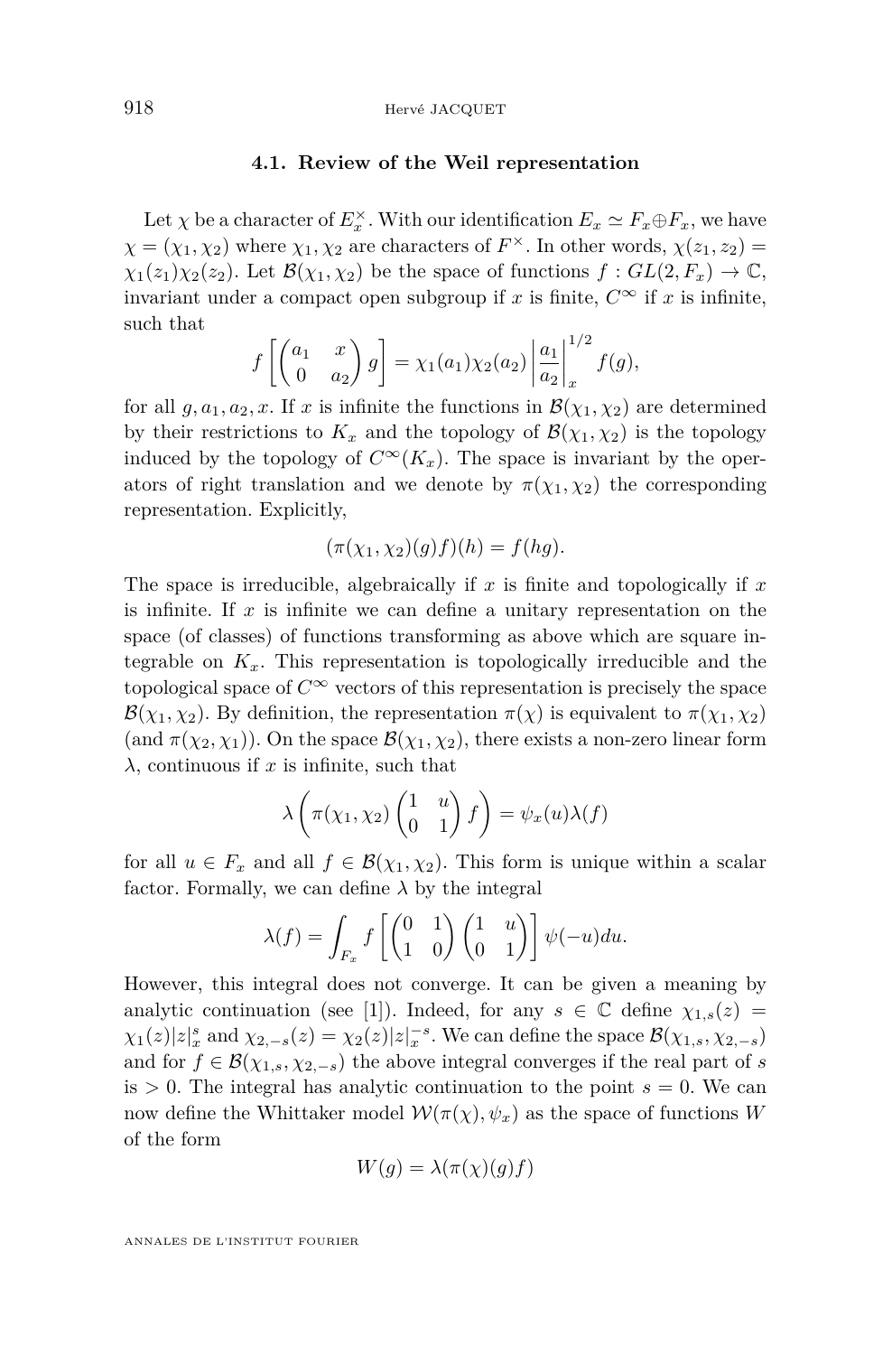### 4.1. Review of the Weil representation

Let $\chi$ be a character of $E_x^\times$. With our identification $E_x \simeq F_x \oplus F_x$, we have $\chi = (\chi_1, \chi_2)$ where $\chi_1, \chi_2$ are characters of $F^\times$. In other words, $\chi(z_1, z_2) = \chi_1(z_1)\chi_2(z_2)$. Let $\mathcal{B}(\chi_1, \chi_2)$ be the space of functions $f : GL(2, F_x) \to \mathbb{C}$, invariant under a compact open subgroup if $x$ is finite, $C^\infty$ if $x$ is infinite, such that

$$f\left[\begin{pmatrix} a_1 & x \\ 0 & a_2 \end{pmatrix} g\right] = \chi_1(a_1)\chi_2(a_2)\left|\frac{a_1}{a_2}\right|_x^{1/2} f(g),$$

for all $g, a_1, a_2, x$. If $x$ is infinite the functions in $\mathcal{B}(\chi_1, \chi_2)$ are determined by their restrictions to $K_x$ and the topology of $\mathcal{B}(\chi_1, \chi_2)$ is the topology induced by the topology of $C^\infty(K_x)$. The space is invariant by the operators of right translation and we denote by $\pi(\chi_1, \chi_2)$ the corresponding representation. Explicitly,

$$(\pi(\chi_1, \chi_2)(g)f)(h) = f(hg).$$

The space is irreducible, algebraically if $x$ is finite and topologically if $x$ is infinite. If $x$ is infinite we can define a unitary representation on the space (of classes) of functions transforming as above which are square integrable on $K_x$. This representation is topologically irreducible and the topological space of $C^\infty$ vectors of this representation is precisely the space $\mathcal{B}(\chi_1, \chi_2)$. By definition, the representation $\pi(\chi)$ is equivalent to $\pi(\chi_1, \chi_2)$ (and $\pi(\chi_2, \chi_1)$). On the space $\mathcal{B}(\chi_1, \chi_2)$, there exists a non-zero linear form $\lambda$, continuous if $x$ is infinite, such that

$$\lambda\left(\pi(\chi_1, \chi_2)\begin{pmatrix} 1 & u \\ 0 & 1 \end{pmatrix} f\right) = \psi_x(u)\lambda(f)$$

for all $u \in F_x$ and all $f \in \mathcal{B}(\chi_1, \chi_2)$. This form is unique within a scalar factor. Formally, we can define $\lambda$ by the integral

$$\lambda(f) = \int_{F_x} f\left[\begin{pmatrix} 0 & 1 \\ 1 & 0 \end{pmatrix}\begin{pmatrix} 1 & u \\ 0 & 1 \end{pmatrix}\right]\psi(-u)du.$$

However, this integral does not converge. It can be given a meaning by analytic continuation (see [1]). Indeed, for any $s \in \mathbb{C}$ define $\chi_{1,s}(z) = \chi_1(z)|z|_x^s$ and $\chi_{2,-s}(z) = \chi_2(z)|z|_x^{-s}$. We can define the space $\mathcal{B}(\chi_{1,s}, \chi_{2,-s})$ and for $f \in \mathcal{B}(\chi_{1,s}, \chi_{2,-s})$ the above integral converges if the real part of $s$ is $> 0$. The integral has analytic continuation to the point $s = 0$. We can now define the Whittaker model $\mathcal{W}(\pi(\chi), \psi_x)$ as the space of functions $W$ of the form

$$W(g) = \lambda(\pi(\chi)(g)f)$$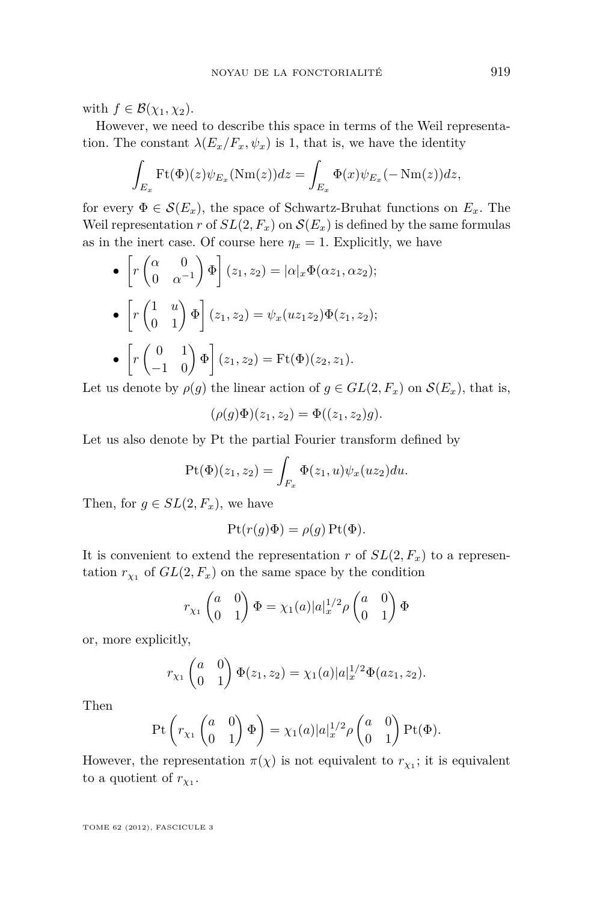with $f \in \mathcal{B}(\chi_1, \chi_2)$.

However, we need to describe this space in terms of the Weil representation. The constant $\lambda(E_x/F_x, \psi_x)$ is 1, that is, we have the identity

$$\int_{E_x} \mathrm{Ft}(\Phi)(z)\psi_{E_x}(\mathrm{Nm}(z))dz = \int_{E_x} \Phi(x)\psi_{E_x}(-\mathrm{Nm}(z))dz,$$

for every $\Phi \in \mathcal{S}(E_x)$, the space of Schwartz-Bruhat functions on $E_x$. The Weil representation $r$ of $SL(2, F_x)$ on $\mathcal{S}(E_x)$ is defined by the same formulas as in the inert case. Of course here $\eta_x = 1$. Explicitly, we have

- $\left[r\begin{pmatrix}\alpha & 0 \\ 0 & \alpha^{-1}\end{pmatrix}\Phi\right](z_1, z_2) = |\alpha|_x \Phi(\alpha z_1, \alpha z_2);$
- $\left[r\begin{pmatrix}1 & u \\ 0 & 1\end{pmatrix}\Phi\right](z_1, z_2) = \psi_x(u z_1 z_2)\Phi(z_1, z_2);$
- $\left[r\begin{pmatrix}0 & 1 \\ -1 & 0\end{pmatrix}\Phi\right](z_1, z_2) = \mathrm{Ft}(\Phi)(z_2, z_1).$

Let us denote by $\rho(g)$ the linear action of $g \in GL(2, F_x)$ on $\mathcal{S}(E_x)$, that is,

$$(\rho(g)\Phi)(z_1, z_2) = \Phi((z_1, z_2)g).$$

Let us also denote by Pt the partial Fourier transform defined by

$$\mathrm{Pt}(\Phi)(z_1, z_2) = \int_{F_x} \Phi(z_1, u)\psi_x(u z_2)du.$$

Then, for $g \in SL(2, F_x)$, we have

$$\mathrm{Pt}(r(g)\Phi) = \rho(g)\,\mathrm{Pt}(\Phi).$$

It is convenient to extend the representation $r$ of $SL(2, F_x)$ to a representation $r_{\chi_1}$ of $GL(2, F_x)$ on the same space by the condition

$$r_{\chi_1}\begin{pmatrix}a & 0 \\ 0 & 1\end{pmatrix}\Phi = \chi_1(a)|a|_x^{1/2}\rho\begin{pmatrix}a & 0 \\ 0 & 1\end{pmatrix}\Phi$$

or, more explicitly,

$$r_{\chi_1}\begin{pmatrix}a & 0 \\ 0 & 1\end{pmatrix}\Phi(z_1, z_2) = \chi_1(a)|a|_x^{1/2}\Phi(a z_1, z_2).$$

Then

$$\mathrm{Pt}\left(r_{\chi_1}\begin{pmatrix}a & 0 \\ 0 & 1\end{pmatrix}\Phi\right) = \chi_1(a)|a|_x^{1/2}\rho\begin{pmatrix}a & 0 \\ 0 & 1\end{pmatrix}\mathrm{Pt}(\Phi).$$

However, the representation $\pi(\chi)$ is not equivalent to $r_{\chi_1}$; it is equivalent to a quotient of $r_{\chi_1}$.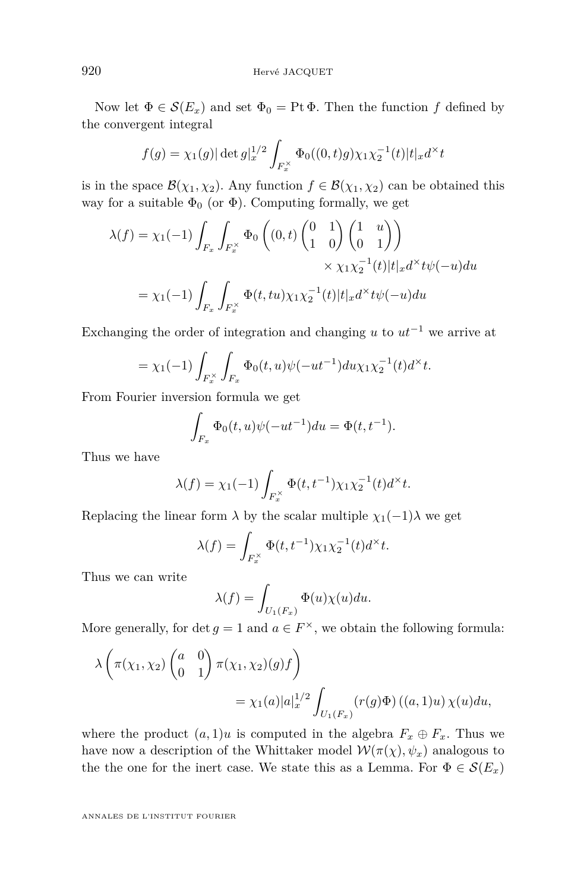Now let $\Phi \in \mathcal{S}(E_x)$ and set $\Phi_0 = \operatorname{Pt}\Phi$. Then the function $f$ defined by the convergent integral

$$f(g) = \chi_1(g)|\det g|_x^{1/2} \int_{F_x^\times} \Phi_0((0,t)g)\chi_1\chi_2^{-1}(t)|t|_x d^\times t$$

is in the space $\mathcal{B}(\chi_1,\chi_2)$. Any function $f \in \mathcal{B}(\chi_1,\chi_2)$ can be obtained this way for a suitable $\Phi_0$ (or $\Phi$). Computing formally, we get

$$\begin{aligned}
\lambda(f) &= \chi_1(-1)\int_{F_x}\int_{F_x^\times} \Phi_0\left((0,t)\begin{pmatrix}0 & 1\\ 1 & 0\end{pmatrix}\begin{pmatrix}1 & u\\ 0 & 1\end{pmatrix}\right) \\
&\qquad\qquad\qquad\qquad \times \chi_1\chi_2^{-1}(t)|t|_x d^\times t\psi(-u)du \\
&= \chi_1(-1)\int_{F_x}\int_{F_x^\times} \Phi(t,tu)\chi_1\chi_2^{-1}(t)|t|_x d^\times t\psi(-u)du
\end{aligned}$$

Exchanging the order of integration and changing $u$ to $ut^{-1}$ we arrive at

$$= \chi_1(-1)\int_{F_x^\times}\int_{F_x} \Phi_0(t,u)\psi(-ut^{-1})du\chi_1\chi_2^{-1}(t)d^\times t.$$

From Fourier inversion formula we get

$$\int_{F_x} \Phi_0(t,u)\psi(-ut^{-1})du = \Phi(t,t^{-1}).$$

Thus we have

$$\lambda(f) = \chi_1(-1)\int_{F_x^\times} \Phi(t,t^{-1})\chi_1\chi_2^{-1}(t)d^\times t.$$

Replacing the linear form $\lambda$ by the scalar multiple $\chi_1(-1)\lambda$ we get

$$\lambda(f) = \int_{F_x^\times} \Phi(t,t^{-1})\chi_1\chi_2^{-1}(t)d^\times t.$$

Thus we can write

$$\lambda(f) = \int_{U_1(F_x)} \Phi(u)\chi(u)du.$$

More generally, for $\det g = 1$ and $a \in F^\times$, we obtain the following formula:

$$\begin{aligned}
\lambda\left(\pi(\chi_1,\chi_2)\begin{pmatrix}a & 0\\ 0 & 1\end{pmatrix}\pi(\chi_1,\chi_2)(g)f\right)& \\
= \chi_1(a)|a|_x^{1/2}&\int_{U_1(F_x)} (r(g)\Phi)\left((a,1)u\right)\chi(u)du,
\end{aligned}$$

where the product $(a,1)u$ is computed in the algebra $F_x \oplus F_x$. Thus we have now a description of the Whittaker model $\mathcal{W}(\pi(\chi),\psi_x)$ analogous to the the one for the inert case. We state this as a Lemma. For $\Phi \in \mathcal{S}(E_x)$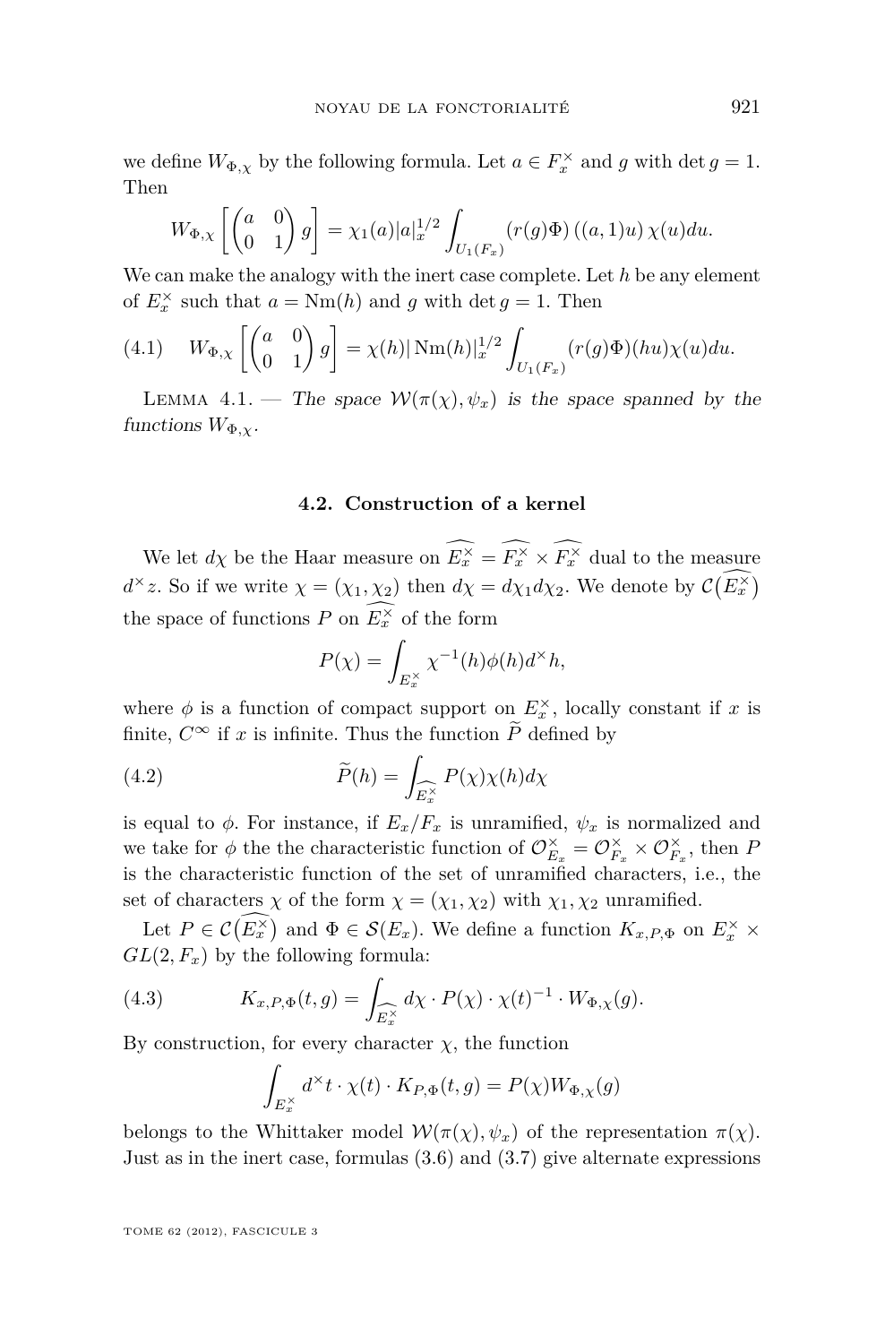we define $W_{\Phi,\chi}$ by the following formula. Let $a \in F_x^\times$ and $g$ with $\det g = 1$. Then

$$W_{\Phi,\chi}\left[\begin{pmatrix} a & 0 \\ 0 & 1 \end{pmatrix} g\right] = \chi_1(a)|a|_x^{1/2} \int_{U_1(F_x)} (r(g)\Phi)\left((a,1)u\right)\chi(u)du.$$

We can make the analogy with the inert case complete. Let $h$ be any element of $E_x^\times$ such that $a = \mathrm{Nm}(h)$ and $g$ with $\det g = 1$. Then

$$W_{\Phi,\chi}\left[\begin{pmatrix} a & 0 \\ 0 & 1 \end{pmatrix} g\right] = \chi(h)|\,\mathrm{Nm}(h)|_x^{1/2} \int_{U_1(F_x)} (r(g)\Phi)(hu)\chi(u)du. \tag{4.1}$$

Lemma 4.1. — *The space $\mathcal{W}(\pi(\chi),\psi_x)$ is the space spanned by the functions $W_{\Phi,\chi}$.*

### 4.2. Construction of a kernel

We let $d\chi$ be the Haar measure on $\widehat{E_x^\times} = \widehat{F_x^\times} \times \widehat{F_x^\times}$ dual to the measure $d^\times z$. So if we write $\chi = (\chi_1, \chi_2)$ then $d\chi = d\chi_1 d\chi_2$. We denote by $\mathcal{C}(\widehat{E_x^\times})$ the space of functions $P$ on $\widehat{E_x^\times}$ of the form

$$P(\chi) = \int_{E_x^\times} \chi^{-1}(h)\phi(h)d^\times h,$$

where $\phi$ is a function of compact support on $E_x^\times$, locally constant if $x$ is finite, $C^\infty$ if $x$ is infinite. Thus the function $\widetilde{P}$ defined by

$$\widetilde{P}(h) = \int_{\widehat{E_x^\times}} P(\chi)\chi(h)d\chi \tag{4.2}$$

is equal to $\phi$. For instance, if $E_x/F_x$ is unramified, $\psi_x$ is normalized and we take for $\phi$ the the characteristic function of $\mathcal{O}_{E_x}^\times = \mathcal{O}_{F_x}^\times \times \mathcal{O}_{F_x}^\times$, then $P$ is the characteristic function of the set of unramified characters, i.e., the set of characters $\chi$ of the form $\chi = (\chi_1, \chi_2)$ with $\chi_1, \chi_2$ unramified.

Let $P \in \mathcal{C}(\widehat{E_x^\times})$ and $\Phi \in \mathcal{S}(E_x)$. We define a function $K_{x,P,\Phi}$ on $E_x^\times \times GL(2, F_x)$ by the following formula:

$$K_{x,P,\Phi}(t,g) = \int_{\widehat{E_x^\times}} d\chi \cdot P(\chi) \cdot \chi(t)^{-1} \cdot W_{\Phi,\chi}(g). \tag{4.3}$$

By construction, for every character $\chi$, the function

$$\int_{E_x^\times} d^\times t \cdot \chi(t) \cdot K_{P,\Phi}(t,g) = P(\chi)W_{\Phi,\chi}(g)$$

belongs to the Whittaker model $\mathcal{W}(\pi(\chi),\psi_x)$ of the representation $\pi(\chi)$. Just as in the inert case, formulas (3.6) and (3.7) give alternate expressions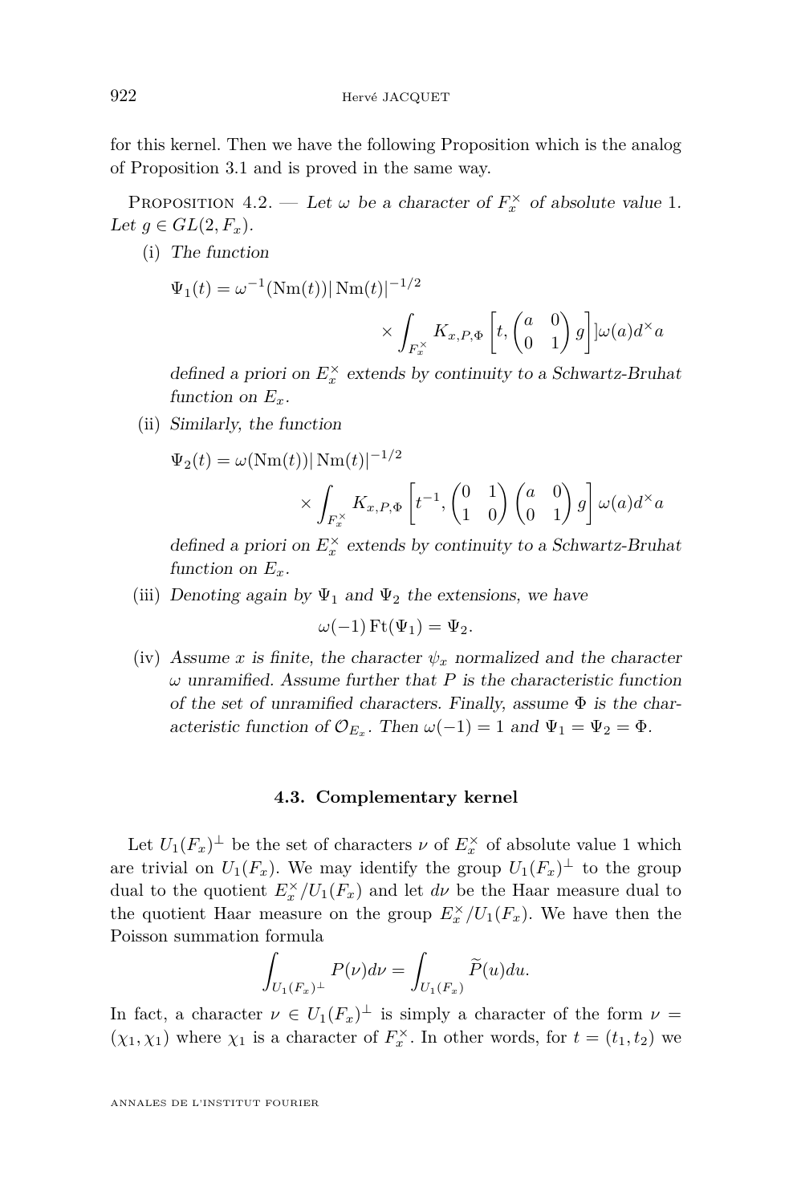for this kernel. Then we have the following Proposition which is the analog of Proposition 3.1 and is proved in the same way.

Proposition 4.2. — *Let $\omega$ be a character of $F_x^\times$ of absolute value 1. Let $g \in GL(2, F_x)$.*

(i) *The function*

$$\Psi_1(t) = \omega^{-1}(\mathrm{Nm}(t))|\,\mathrm{Nm}(t)|^{-1/2} \times \int_{F_x^\times} K_{x,P,\Phi}\left[t, \begin{pmatrix} a & 0 \\ 0 & 1 \end{pmatrix} g\right]\omega(a)d^\times a$$

*defined a priori on $E_x^\times$ extends by continuity to a Schwartz-Bruhat function on $E_x$.*

(ii) *Similarly, the function*

$$\Psi_2(t) = \omega(\mathrm{Nm}(t))|\,\mathrm{Nm}(t)|^{-1/2} \times \int_{F_x^\times} K_{x,P,\Phi}\left[t^{-1}, \begin{pmatrix} 0 & 1 \\ 1 & 0 \end{pmatrix}\begin{pmatrix} a & 0 \\ 0 & 1 \end{pmatrix} g\right]\omega(a)d^\times a$$

*defined a priori on $E_x^\times$ extends by continuity to a Schwartz-Bruhat function on $E_x$.*

(iii) *Denoting again by $\Psi_1$ and $\Psi_2$ the extensions, we have*

$$\omega(-1)\,\mathrm{Ft}(\Psi_1) = \Psi_2.$$

(iv) *Assume $x$ is finite, the character $\psi_x$ normalized and the character $\omega$ unramified. Assume further that $P$ is the characteristic function of the set of unramified characters. Finally, assume $\Phi$ is the characteristic function of $\mathcal{O}_{E_x}$. Then $\omega(-1) = 1$ and $\Psi_1 = \Psi_2 = \Phi$.*

### 4.3. Complementary kernel

Let $U_1(F_x)^\perp$ be the set of characters $\nu$ of $E_x^\times$ of absolute value 1 which are trivial on $U_1(F_x)$. We may identify the group $U_1(F_x)^\perp$ to the group dual to the quotient $E_x^\times/U_1(F_x)$ and let $d\nu$ be the Haar measure dual to the quotient Haar measure on the group $E_x^\times/U_1(F_x)$. We have then the Poisson summation formula

$$\int_{U_1(F_x)^\perp} P(\nu)d\nu = \int_{U_1(F_x)} \widetilde{P}(u)du.$$

In fact, a character $\nu \in U_1(F_x)^\perp$ is simply a character of the form $\nu = (\chi_1, \chi_1)$ where $\chi_1$ is a character of $F_x^\times$. In other words, for $t = (t_1, t_2)$ we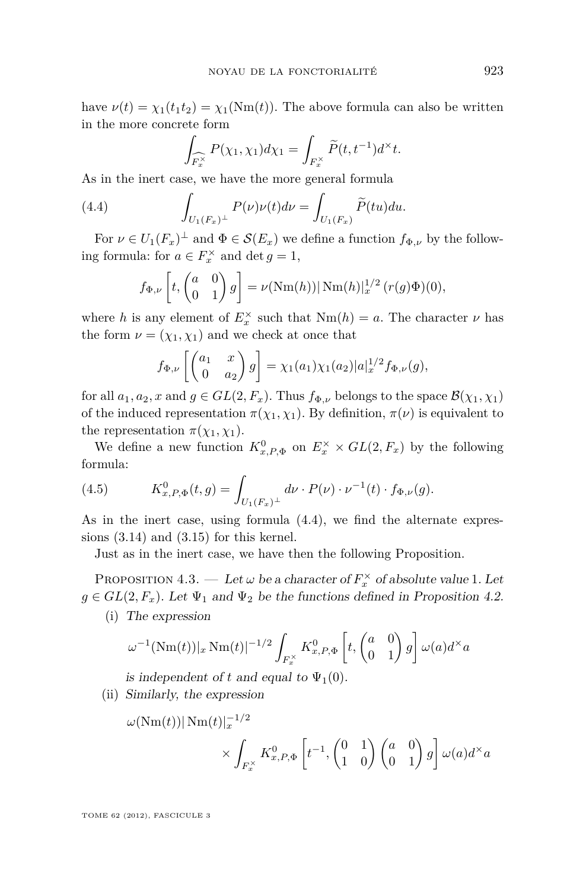have $\nu(t) = \chi_1(t_1 t_2) = \chi_1(\mathrm{Nm}(t))$. The above formula can also be written in the more concrete form

$$\int_{\widehat{F_x^\times}} P(\chi_1, \chi_1) d\chi_1 = \int_{F_x^\times} \widetilde{P}(t, t^{-1}) d^\times t.$$

As in the inert case, we have the more general formula

$$\int_{U_1(F_x)^\perp} P(\nu)\nu(t) d\nu = \int_{U_1(F_x)} \widetilde{P}(tu) du. \tag{4.4}$$

For $\nu \in U_1(F_x)^\perp$ and $\Phi \in \mathcal{S}(E_x)$ we define a function $f_{\Phi,\nu}$ by the following formula: for $a \in F_x^\times$ and $\det g = 1$,

$$f_{\Phi,\nu}\left[t, \begin{pmatrix} a & 0 \\ 0 & 1 \end{pmatrix} g\right] = \nu(\mathrm{Nm}(h)) |\mathrm{Nm}(h)|_x^{1/2} \, (r(g)\Phi)(0),$$

where $h$ is any element of $E_x^\times$ such that $\mathrm{Nm}(h) = a$. The character $\nu$ has the form $\nu = (\chi_1, \chi_1)$ and we check at once that

$$f_{\Phi,\nu}\left[\begin{pmatrix} a_1 & x \\ 0 & a_2 \end{pmatrix} g\right] = \chi_1(a_1)\chi_1(a_2)|a|_x^{1/2} f_{\Phi,\nu}(g),$$

for all $a_1, a_2, x$ and $g \in GL(2, F_x)$. Thus $f_{\Phi,\nu}$ belongs to the space $\mathcal{B}(\chi_1, \chi_1)$ of the induced representation $\pi(\chi_1, \chi_1)$. By definition, $\pi(\nu)$ is equivalent to the representation $\pi(\chi_1, \chi_1)$.

We define a new function $K^0_{x,P,\Phi}$ on $E_x^\times \times GL(2, F_x)$ by the following formula:

$$K^0_{x,P,\Phi}(t, g) = \int_{U_1(F_x)^\perp} d\nu \cdot P(\nu) \cdot \nu^{-1}(t) \cdot f_{\Phi,\nu}(g). \tag{4.5}$$

As in the inert case, using formula (4.4), we find the alternate expressions (3.14) and (3.15) for this kernel.

Just as in the inert case, we have then the following Proposition.

Proposition 4.3. — *Let $\omega$ be a character of $F_x^\times$ of absolute value 1. Let $g \in GL(2, F_x)$. Let $\Psi_1$ and $\Psi_2$ be the functions defined in Proposition 4.2.*

(i) *The expression*

$$\omega^{-1}(\mathrm{Nm}(t))|_x \mathrm{Nm}(t)|^{-1/2} \int_{F_x^\times} K^0_{x,P,\Phi}\left[t, \begin{pmatrix} a & 0 \\ 0 & 1 \end{pmatrix} g\right] \omega(a) d^\times a$$

*is independent of $t$ and equal to $\Psi_1(0)$.*

(ii) *Similarly, the expression*

$$\omega(\mathrm{Nm}(t))|\mathrm{Nm}(t)|_x^{-1/2} \times \int_{F_x^\times} K^0_{x,P,\Phi}\left[t^{-1}, \begin{pmatrix} 0 & 1 \\ 1 & 0 \end{pmatrix} \begin{pmatrix} a & 0 \\ 0 & 1 \end{pmatrix} g\right] \omega(a) d^\times a$$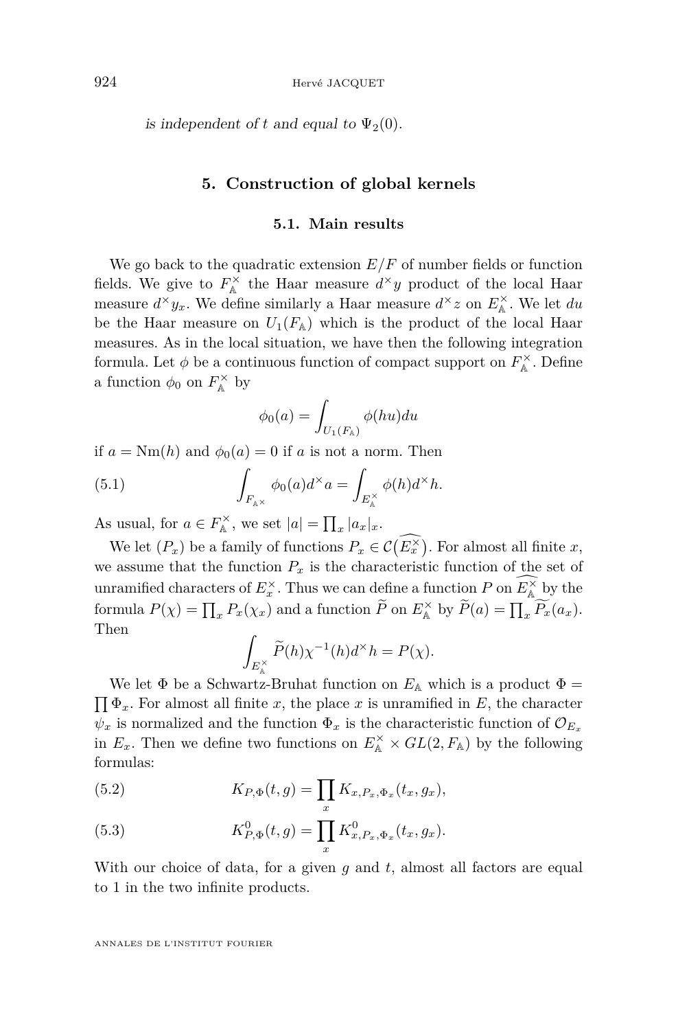*is independent of $t$ and equal to $\Psi_2(0)$.*

## 5. Construction of global kernels

### 5.1. Main results

We go back to the quadratic extension $E/F$ of number fields or function fields. We give to $F_{\mathbb{A}}^\times$ the Haar measure $d^\times y$ product of the local Haar measure $d^\times y_x$. We define similarly a Haar measure $d^\times z$ on $E_{\mathbb{A}}^\times$. We let $du$ be the Haar measure on $U_1(F_{\mathbb{A}})$ which is the product of the local Haar measures. As in the local situation, we have then the following integration formula. Let $\phi$ be a continuous function of compact support on $F_{\mathbb{A}}^\times$. Define a function $\phi_0$ on $F_{\mathbb{A}}^\times$ by

$$\phi_0(a) = \int_{U_1(F_{\mathbb{A}})} \phi(hu) du$$

if $a = \mathrm{Nm}(h)$ and $\phi_0(a) = 0$ if $a$ is not a norm. Then

$$\int_{F_{\mathbb{A}^\times}} \phi_0(a) d^\times a = \int_{E_{\mathbb{A}}^\times} \phi(h) d^\times h. \tag{5.1}$$

As usual, for $a \in F_{\mathbb{A}}^\times$, we set $|a| = \prod_x |a_x|_x$.

We let $(P_x)$ be a family of functions $P_x \in \mathcal{C}(\widehat{E_x^\times})$. For almost all finite $x$, we assume that the function $P_x$ is the characteristic function of the set of unramified characters of $E_x^\times$. Thus we can define a function $P$ on $\widehat{E_{\mathbb{A}}^\times}$ by the formula $P(\chi) = \prod_x P_x(\chi_x)$ and a function $\widetilde{P}$ on $E_{\mathbb{A}}^\times$ by $\widetilde{P}(a) = \prod_x \widetilde{P_x}(a_x)$. Then

$$\int_{E_{\mathbb{A}}^\times} \widetilde{P}(h) \chi^{-1}(h) d^\times h = P(\chi).$$

We let $\Phi$ be a Schwartz-Bruhat function on $E_{\mathbb{A}}$ which is a product $\Phi = \prod \Phi_x$. For almost all finite $x$, the place $x$ is unramified in $E$, the character $\psi_x$ is normalized and the function $\Phi_x$ is the characteristic function of $\mathcal{O}_{E_x}$ in $E_x$. Then we define two functions on $E_{\mathbb{A}}^\times \times GL(2, F_{\mathbb{A}})$ by the following formulas:

$$K_{P,\Phi}(t, g) = \prod_x K_{x,P_x,\Phi_x}(t_x, g_x), \tag{5.2}$$

$$K_{P,\Phi}^0(t, g) = \prod_x K_{x,P_x,\Phi_x}^0(t_x, g_x). \tag{5.3}$$

With our choice of data, for a given $g$ and $t$, almost all factors are equal to 1 in the two infinite products.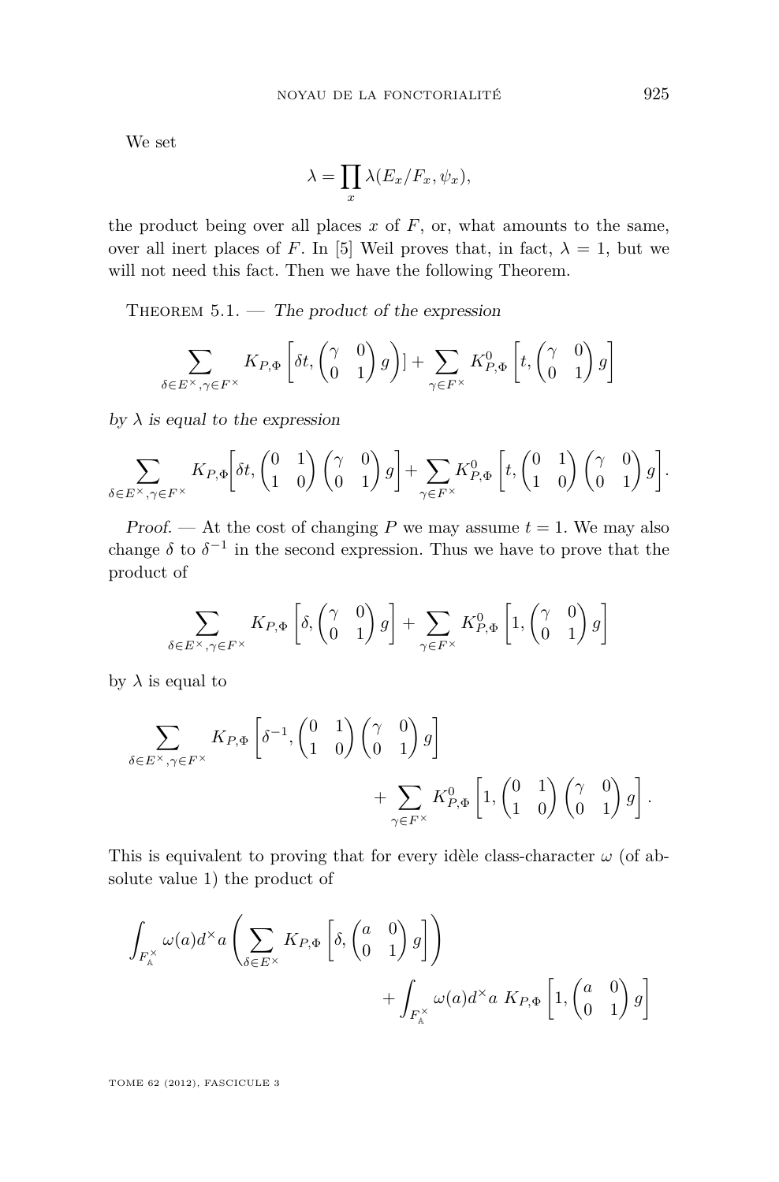We set

$$\lambda = \prod_x \lambda(E_x/F_x, \psi_x),$$

the product being over all places $x$ of $F$, or, what amounts to the same, over all inert places of $F$. In [5] Weil proves that, in fact, $\lambda = 1$, but we will not need this fact. Then we have the following Theorem.

Theorem 5.1. — *The product of the expression*

$$\sum_{\delta \in E^\times, \gamma \in F^\times} K_{P,\Phi}\left[\delta t, \begin{pmatrix} \gamma & 0 \\ 0 & 1 \end{pmatrix} g\right)] + \sum_{\gamma \in F^\times} K^0_{P,\Phi}\left[t, \begin{pmatrix} \gamma & 0 \\ 0 & 1 \end{pmatrix} g\right]$$

*by $\lambda$ is equal to the expression*

$$\sum_{\delta \in E^\times, \gamma \in F^\times} K_{P,\Phi}\left[\delta t, \begin{pmatrix} 0 & 1 \\ 1 & 0 \end{pmatrix}\begin{pmatrix} \gamma & 0 \\ 0 & 1 \end{pmatrix} g\right] + \sum_{\gamma \in F^\times} K^0_{P,\Phi}\left[t, \begin{pmatrix} 0 & 1 \\ 1 & 0 \end{pmatrix}\begin{pmatrix} \gamma & 0 \\ 0 & 1 \end{pmatrix} g\right].$$

*Proof.* — At the cost of changing $P$ we may assume $t = 1$. We may also change $\delta$ to $\delta^{-1}$ in the second expression. Thus we have to prove that the product of

$$\sum_{\delta \in E^\times, \gamma \in F^\times} K_{P,\Phi}\left[\delta, \begin{pmatrix} \gamma & 0 \\ 0 & 1 \end{pmatrix} g\right] + \sum_{\gamma \in F^\times} K^0_{P,\Phi}\left[1, \begin{pmatrix} \gamma & 0 \\ 0 & 1 \end{pmatrix} g\right]$$

by $\lambda$ is equal to

$$\sum_{\delta \in E^\times, \gamma \in F^\times} K_{P,\Phi}\left[\delta^{-1}, \begin{pmatrix} 0 & 1 \\ 1 & 0 \end{pmatrix}\begin{pmatrix} \gamma & 0 \\ 0 & 1 \end{pmatrix} g\right] + \sum_{\gamma \in F^\times} K^0_{P,\Phi}\left[1, \begin{pmatrix} 0 & 1 \\ 1 & 0 \end{pmatrix}\begin{pmatrix} \gamma & 0 \\ 0 & 1 \end{pmatrix} g\right].$$

This is equivalent to proving that for every idèle class-character $\omega$ (of absolute value 1) the product of

$$\int_{F^\times_{\mathbb{A}}} \omega(a) d^\times a \left( \sum_{\delta \in E^\times} K_{P,\Phi}\left[\delta, \begin{pmatrix} a & 0 \\ 0 & 1 \end{pmatrix} g\right]\right) + \int_{F^\times_{\mathbb{A}}} \omega(a) d^\times a \; K_{P,\Phi}\left[1, \begin{pmatrix} a & 0 \\ 0 & 1 \end{pmatrix} g\right]$$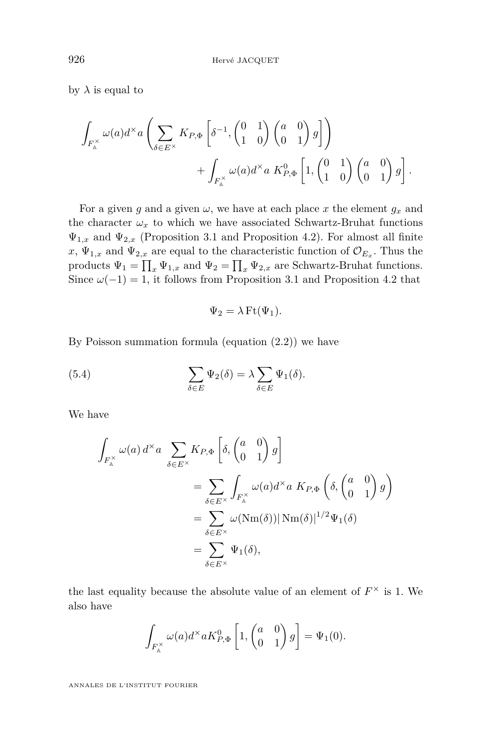by $\lambda$ is equal to

$$\int_{F_{\mathbb{A}}^{\times}} \omega(a) d^{\times} a \left( \sum_{\delta \in E^{\times}} K_{P,\Phi}\left[\delta^{-1}, \begin{pmatrix} 0 & 1 \\ 1 & 0 \end{pmatrix} \begin{pmatrix} a & 0 \\ 0 & 1 \end{pmatrix} g \right] \right) + \int_{F_{\mathbb{A}}^{\times}} \omega(a) d^{\times} a \; K^{0}_{P,\Phi}\left[1, \begin{pmatrix} 0 & 1 \\ 1 & 0 \end{pmatrix} \begin{pmatrix} a & 0 \\ 0 & 1 \end{pmatrix} g \right].$$

For a given $g$ and a given $\omega$, we have at each place $x$ the element $g_x$ and the character $\omega_x$ to which we have associated Schwartz-Bruhat functions $\Psi_{1,x}$ and $\Psi_{2,x}$ (Proposition 3.1 and Proposition 4.2). For almost all finite $x$, $\Psi_{1,x}$ and $\Psi_{2,x}$ are equal to the characteristic function of $\mathcal{O}_{E_x}$. Thus the products $\Psi_1 = \prod_x \Psi_{1,x}$ and $\Psi_2 = \prod_x \Psi_{2,x}$ are Schwartz-Bruhat functions. Since $\omega(-1) = 1$, it follows from Proposition 3.1 and Proposition 4.2 that

$$\Psi_2 = \lambda \operatorname{Ft}(\Psi_1).$$

By Poisson summation formula (equation (2.2)) we have

$$\sum_{\delta \in E} \Psi_2(\delta) = \lambda \sum_{\delta \in E} \Psi_1(\delta). \tag{5.4}$$

We have

$$\begin{aligned}
\int_{F_{\mathbb{A}}^{\times}} \omega(a)\, d^{\times} a \sum_{\delta \in E^{\times}} K_{P,\Phi}\left[\delta, \begin{pmatrix} a & 0 \\ 0 & 1 \end{pmatrix} g \right]
&= \sum_{\delta \in E^{\times}} \int_{F_{\mathbb{A}}^{\times}} \omega(a) d^{\times} a \; K_{P,\Phi}\left(\delta, \begin{pmatrix} a & 0 \\ 0 & 1 \end{pmatrix} g \right) \\
&= \sum_{\delta \in E^{\times}} \omega(\operatorname{Nm}(\delta)) |\operatorname{Nm}(\delta)|^{1/2} \Psi_1(\delta) \\
&= \sum_{\delta \in E^{\times}} \Psi_1(\delta),
\end{aligned}$$

the last equality because the absolute value of an element of $F^{\times}$ is 1. We also have

$$\int_{F_{\mathbb{A}}^{\times}} \omega(a) d^{\times} a K^{0}_{P,\Phi}\left[1, \begin{pmatrix} a & 0 \\ 0 & 1 \end{pmatrix} g \right] = \Psi_1(0).$$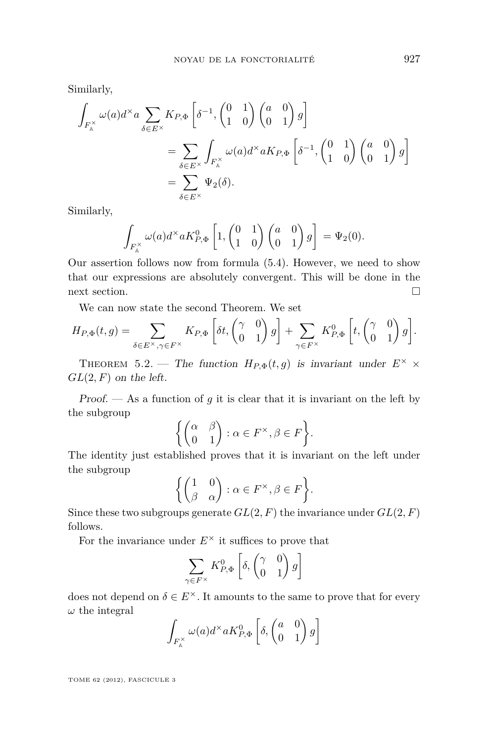Similarly,

$$\int_{F_{\mathbb{A}}^\times} \omega(a) d^\times a \sum_{\delta \in E^\times} K_{P,\Phi}\left[\delta^{-1}, \begin{pmatrix} 0 & 1 \\ 1 & 0 \end{pmatrix} \begin{pmatrix} a & 0 \\ 0 & 1 \end{pmatrix} g\right]$$

$$= \sum_{\delta \in E^\times} \int_{F_{\mathbb{A}}^\times} \omega(a) d^\times a K_{P,\Phi}\left[\delta^{-1}, \begin{pmatrix} 0 & 1 \\ 1 & 0 \end{pmatrix} \begin{pmatrix} a & 0 \\ 0 & 1 \end{pmatrix} g\right]$$

$$= \sum_{\delta \in E^\times} \Psi_2(\delta).$$

Similarly,

$$\int_{F_{\mathbb{A}}^\times} \omega(a) d^\times a K^0_{P,\Phi}\left[1, \begin{pmatrix} 0 & 1 \\ 1 & 0 \end{pmatrix} \begin{pmatrix} a & 0 \\ 0 & 1 \end{pmatrix} g\right] = \Psi_2(0).$$

Our assertion follows now from formula (5.4). However, we need to show that our expressions are absolutely convergent. This will be done in the next section. □

We can now state the second Theorem. We set

$$H_{P,\Phi}(t,g) = \sum_{\delta \in E^\times, \gamma \in F^\times} K_{P,\Phi}\left[\delta t, \begin{pmatrix} \gamma & 0 \\ 0 & 1 \end{pmatrix} g\right] + \sum_{\gamma \in F^\times} K^0_{P,\Phi}\left[t, \begin{pmatrix} \gamma & 0 \\ 0 & 1 \end{pmatrix} g\right].$$

Theorem 5.2. — *The function $H_{P,\Phi}(t,g)$ is invariant under $E^\times \times GL(2,F)$ on the left.*

*Proof.* — As a function of $g$ it is clear that it is invariant on the left by the subgroup

$$\left\{ \begin{pmatrix} \alpha & \beta \\ 0 & 1 \end{pmatrix} : \alpha \in F^\times, \beta \in F \right\}.$$

The identity just established proves that it is invariant on the left under the subgroup

$$\left\{ \begin{pmatrix} 1 & 0 \\ \beta & \alpha \end{pmatrix} : \alpha \in F^\times, \beta \in F \right\}.$$

Since these two subgroups generate $GL(2,F)$ the invariance under $GL(2,F)$ follows.

For the invariance under $E^\times$ it suffices to prove that

$$\sum_{\gamma \in F^\times} K^0_{P,\Phi}\left[\delta, \begin{pmatrix} \gamma & 0 \\ 0 & 1 \end{pmatrix} g\right]$$

does not depend on $\delta \in E^\times$. It amounts to the same to prove that for every $\omega$ the integral

$$\int_{F_{\mathbb{A}}^\times} \omega(a) d^\times a K^0_{P,\Phi}\left[\delta, \begin{pmatrix} a & 0 \\ 0 & 1 \end{pmatrix} g\right]$$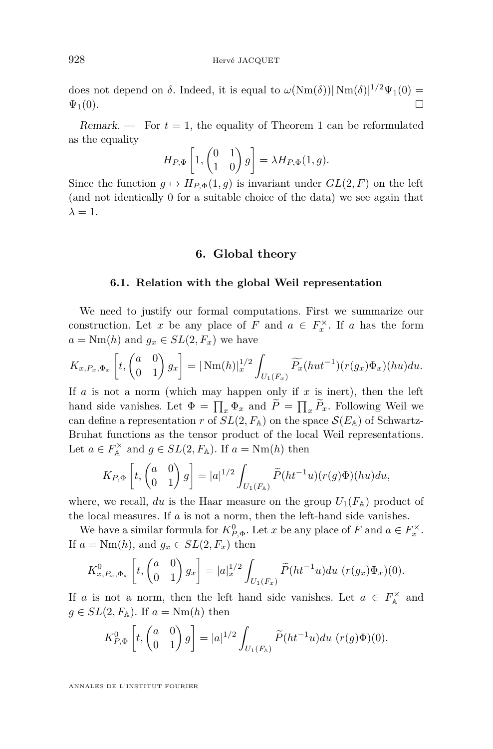does not depend on $\delta$. Indeed, it is equal to $\omega(\mathrm{Nm}(\delta))|\mathrm{Nm}(\delta)|^{1/2}\Psi_1(0) = \Psi_1(0)$. $\square$

*Remark.* — For $t = 1$, the equality of Theorem 1 can be reformulated as the equality

$$H_{P,\Phi}\left[1, \begin{pmatrix} 0 & 1 \\ 1 & 0 \end{pmatrix} g\right] = \lambda H_{P,\Phi}(1, g).$$

Since the function $g \mapsto H_{P,\Phi}(1, g)$ is invariant under $GL(2, F)$ on the left (and not identically 0 for a suitable choice of the data) we see again that $\lambda = 1$.

## 6. Global theory

### 6.1. Relation with the global Weil representation

We need to justify our formal computations. First we summarize our construction. Let $x$ be any place of $F$ and $a \in F_x^\times$. If $a$ has the form $a = \mathrm{Nm}(h)$ and $g_x \in SL(2, F_x)$ we have

$$K_{x,P_x,\Phi_x}\left[t, \begin{pmatrix} a & 0 \\ 0 & 1 \end{pmatrix} g_x\right] = |\mathrm{Nm}(h)|_x^{1/2} \int_{U_1(F_x)} \widetilde{P_x}(hut^{-1})(r(g_x)\Phi_x)(hu)du.$$

If $a$ is not a norm (which may happen only if $x$ is inert), then the left hand side vanishes. Let $\Phi = \prod_x \Phi_x$ and $\widetilde{P} = \prod_x \widetilde{P}_x$. Following Weil we can define a representation $r$ of $SL(2, F_{\mathbb{A}})$ on the space $\mathcal{S}(E_{\mathbb{A}})$ of Schwartz-Bruhat functions as the tensor product of the local Weil representations. Let $a \in F_{\mathbb{A}}^\times$ and $g \in SL(2, F_{\mathbb{A}})$. If $a = \mathrm{Nm}(h)$ then

$$K_{P,\Phi}\left[t, \begin{pmatrix} a & 0 \\ 0 & 1 \end{pmatrix} g\right] = |a|^{1/2} \int_{U_1(F_{\mathbb{A}})} \widetilde{P}(ht^{-1}u)(r(g)\Phi)(hu)du,$$

where, we recall, $du$ is the Haar measure on the group $U_1(F_{\mathbb{A}})$ product of the local measures. If $a$ is not a norm, then the left-hand side vanishes.

We have a similar formula for $K^0_{P,\Phi}$. Let $x$ be any place of $F$ and $a \in F_x^\times$. If $a = \mathrm{Nm}(h)$, and $g_x \in SL(2, F_x)$ then

$$K^0_{x,P_x,\Phi_x}\left[t, \begin{pmatrix} a & 0 \\ 0 & 1 \end{pmatrix} g_x\right] = |a|_x^{1/2} \int_{U_1(F_x)} \widetilde{P}(ht^{-1}u)du \ (r(g_x)\Phi_x)(0).$$

If $a$ is not a norm, then the left hand side vanishes. Let $a \in F_{\mathbb{A}}^\times$ and $g \in SL(2, F_{\mathbb{A}})$. If $a = \mathrm{Nm}(h)$ then

$$K^0_{P,\Phi}\left[t, \begin{pmatrix} a & 0 \\ 0 & 1 \end{pmatrix} g\right] = |a|^{1/2} \int_{U_1(F_{\mathbb{A}})} \widetilde{P}(ht^{-1}u)du \ (r(g)\Phi)(0).$$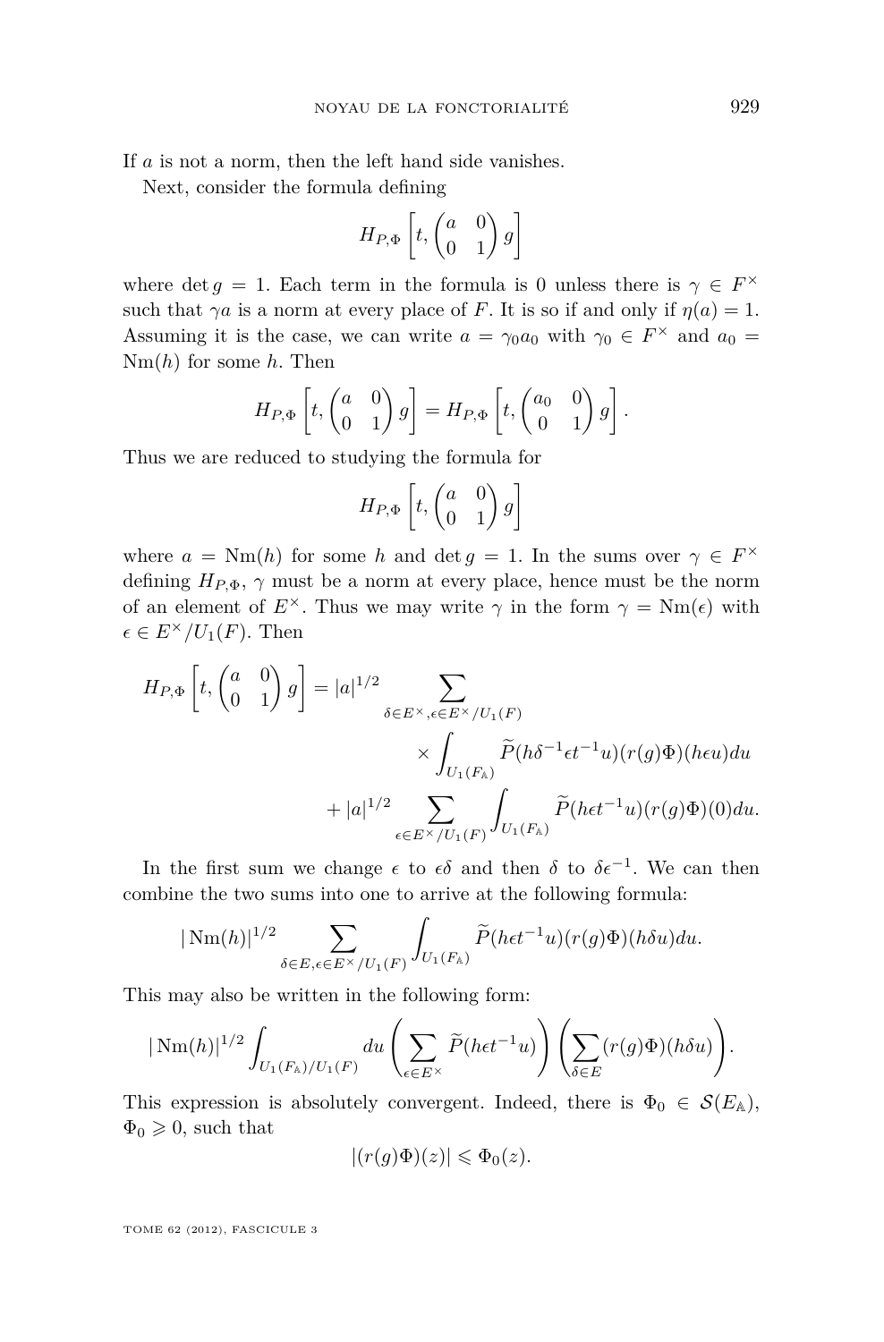If $a$ is not a norm, then the left hand side vanishes.

Next, consider the formula defining

$$H_{P,\Phi}\left[t,\begin{pmatrix} a & 0\\ 0 & 1\end{pmatrix} g\right]$$

where $\det g = 1$. Each term in the formula is 0 unless there is $\gamma \in F^\times$ such that $\gamma a$ is a norm at every place of $F$. It is so if and only if $\eta(a) = 1$. Assuming it is the case, we can write $a = \gamma_0 a_0$ with $\gamma_0 \in F^\times$ and $a_0 = \mathrm{Nm}(h)$ for some $h$. Then

$$H_{P,\Phi}\left[t,\begin{pmatrix} a & 0\\ 0 & 1\end{pmatrix} g\right] = H_{P,\Phi}\left[t,\begin{pmatrix} a_0 & 0\\ 0 & 1\end{pmatrix} g\right].$$

Thus we are reduced to studying the formula for

$$H_{P,\Phi}\left[t,\begin{pmatrix} a & 0\\ 0 & 1\end{pmatrix} g\right]$$

where $a = \mathrm{Nm}(h)$ for some $h$ and $\det g = 1$. In the sums over $\gamma \in F^\times$ defining $H_{P,\Phi}$, $\gamma$ must be a norm at every place, hence must be the norm of an element of $E^\times$. Thus we may write $\gamma$ in the form $\gamma = \mathrm{Nm}(\epsilon)$ with $\epsilon \in E^\times/U_1(F)$. Then

$$\begin{aligned}
H_{P,\Phi}\left[t,\begin{pmatrix} a & 0\\ 0 & 1\end{pmatrix} g\right] = |a|^{1/2} &\sum_{\delta\in E^\times,\epsilon\in E^\times/U_1(F)} \\
&\quad\times \int_{U_1(F_{\mathbb{A}})} \widetilde{P}(h\delta^{-1}\epsilon t^{-1}u)(r(g)\Phi)(h\epsilon u)du \\
&+ |a|^{1/2}\sum_{\epsilon\in E^\times/U_1(F)}\int_{U_1(F_{\mathbb{A}})} \widetilde{P}(h\epsilon t^{-1}u)(r(g)\Phi)(0)du.
\end{aligned}$$

In the first sum we change $\epsilon$ to $\epsilon\delta$ and then $\delta$ to $\delta\epsilon^{-1}$. We can then combine the two sums into one to arrive at the following formula:

$$|\mathrm{Nm}(h)|^{1/2}\sum_{\delta\in E,\epsilon\in E^\times/U_1(F)}\int_{U_1(F_{\mathbb{A}})} \widetilde{P}(h\epsilon t^{-1}u)(r(g)\Phi)(h\delta u)du.$$

This may also be written in the following form:

$$|\mathrm{Nm}(h)|^{1/2}\int_{U_1(F_{\mathbb{A}})/U_1(F)} du\left(\sum_{\epsilon\in E^\times}\widetilde{P}(h\epsilon t^{-1}u)\right)\left(\sum_{\delta\in E}(r(g)\Phi)(h\delta u)\right).$$

This expression is absolutely convergent. Indeed, there is $\Phi_0 \in \mathcal{S}(E_{\mathbb{A}})$, $\Phi_0 \geqslant 0$, such that

$$|(r(g)\Phi)(z)| \leqslant \Phi_0(z).$$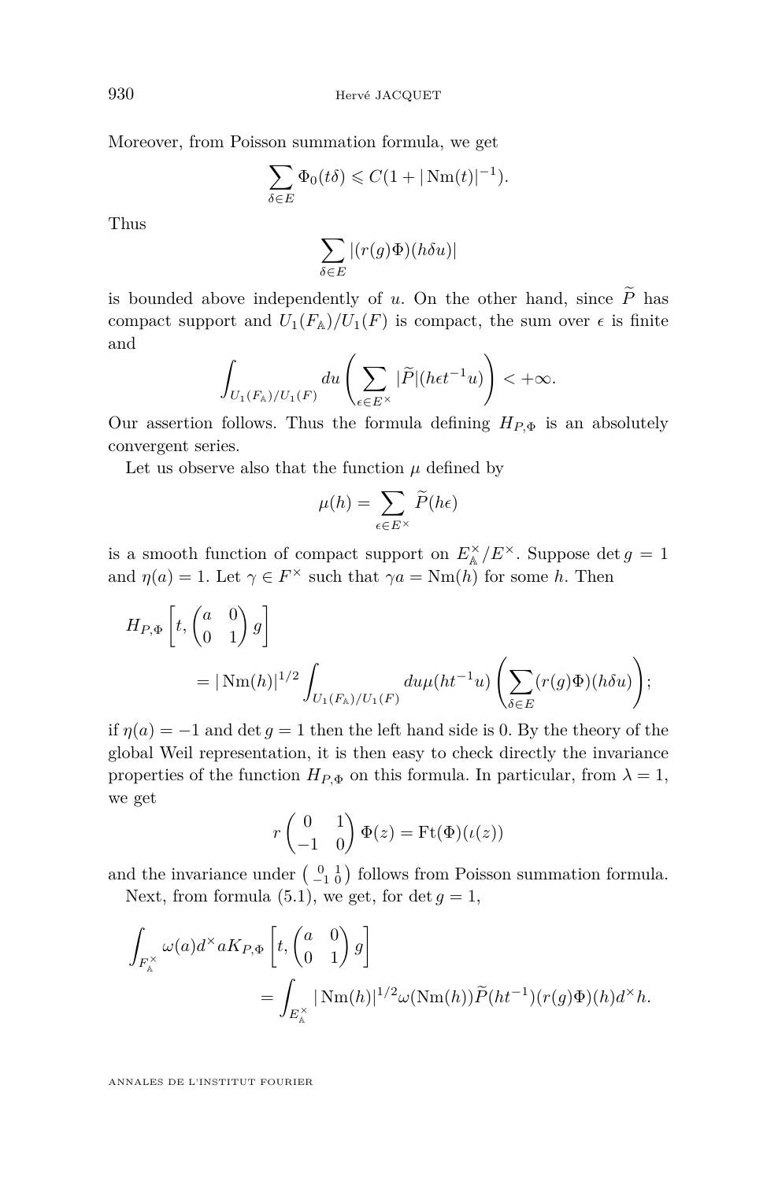Moreover, from Poisson summation formula, we get

$$\sum_{\delta \in E} \Phi_0(t\delta) \leqslant C(1 + |\operatorname{Nm}(t)|^{-1}).$$

Thus

$$\sum_{\delta \in E} |(r(g)\Phi)(h\delta u)|$$

is bounded above independently of $u$. On the other hand, since $\widetilde{P}$ has compact support and $U_1(F_{\mathbb{A}})/U_1(F)$ is compact, the sum over $\epsilon$ is finite and

$$\int_{U_1(F_{\mathbb{A}})/U_1(F)} du \left( \sum_{\epsilon \in E^\times} |\widetilde{P}|(h\epsilon t^{-1} u) \right) < +\infty.$$

Our assertion follows. Thus the formula defining $H_{P,\Phi}$ is an absolutely convergent series.

Let us observe also that the function $\mu$ defined by

$$\mu(h) = \sum_{\epsilon \in E^\times} \widetilde{P}(h\epsilon)$$

is a smooth function of compact support on $E_{\mathbb{A}}^\times / E^\times$. Suppose $\det g = 1$ and $\eta(a) = 1$. Let $\gamma \in F^\times$ such that $\gamma a = \operatorname{Nm}(h)$ for some $h$. Then

$$H_{P,\Phi}\left[t, \begin{pmatrix} a & 0 \\ 0 & 1 \end{pmatrix} g\right] = |\operatorname{Nm}(h)|^{1/2} \int_{U_1(F_{\mathbb{A}})/U_1(F)} du \mu(ht^{-1}u) \left( \sum_{\delta \in E} (r(g)\Phi)(h\delta u) \right);$$

if $\eta(a) = -1$ and $\det g = 1$ then the left hand side is 0. By the theory of the global Weil representation, it is then easy to check directly the invariance properties of the function $H_{P,\Phi}$ on this formula. In particular, from $\lambda = 1$, we get

$$r \begin{pmatrix} 0 & 1 \\ -1 & 0 \end{pmatrix} \Phi(z) = \operatorname{Ft}(\Phi)(\iota(z))$$

and the invariance under $\left(\begin{smallmatrix} 0 & 1 \\ -1 & 0 \end{smallmatrix}\right)$ follows from Poisson summation formula.

Next, from formula (5.1), we get, for $\det g = 1$,

$$\int_{F_{\mathbb{A}}^\times} \omega(a) d^\times a K_{P,\Phi}\left[t, \begin{pmatrix} a & 0 \\ 0 & 1 \end{pmatrix} g\right] = \int_{E_{\mathbb{A}}^\times} |\operatorname{Nm}(h)|^{1/2} \omega(\operatorname{Nm}(h)) \widetilde{P}(ht^{-1}) (r(g)\Phi)(h) d^\times h.$$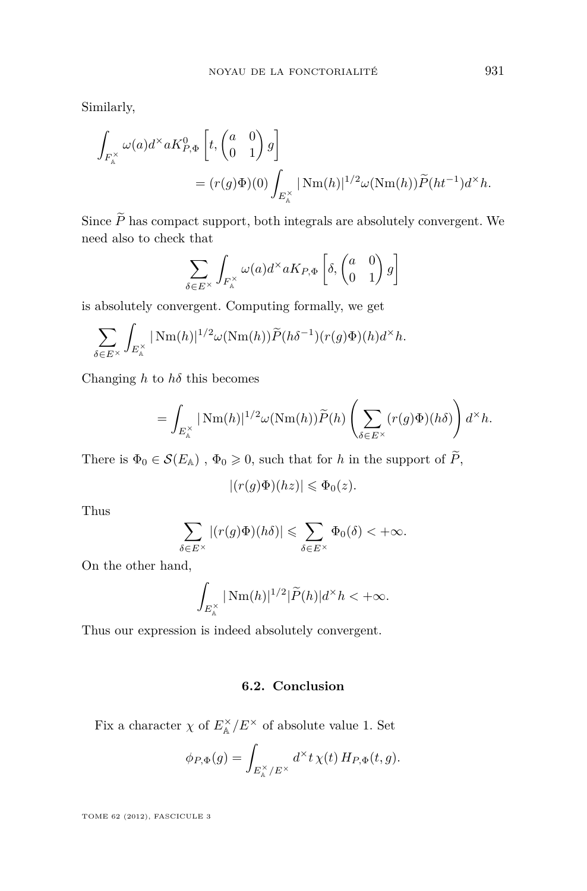Similarly,

$$\int_{F_{\mathbb{A}}^{\times}} \omega(a) d^{\times} a K^{0}_{P,\Phi}\left[t, \begin{pmatrix} a & 0 \\ 0 & 1 \end{pmatrix} g\right] = (r(g)\Phi)(0) \int_{E_{\mathbb{A}}^{\times}} |\operatorname{Nm}(h)|^{1/2} \omega(\operatorname{Nm}(h)) \widetilde{P}(ht^{-1}) d^{\times} h.$$

Since $\widetilde{P}$ has compact support, both integrals are absolutely convergent. We need also to check that

$$\sum_{\delta \in E^{\times}} \int_{F_{\mathbb{A}}^{\times}} \omega(a) d^{\times} a K_{P,\Phi}\left[\delta, \begin{pmatrix} a & 0 \\ 0 & 1 \end{pmatrix} g\right]$$

is absolutely convergent. Computing formally, we get

$$\sum_{\delta \in E^{\times}} \int_{E_{\mathbb{A}}^{\times}} |\operatorname{Nm}(h)|^{1/2} \omega(\operatorname{Nm}(h)) \widetilde{P}(h\delta^{-1}) (r(g)\Phi)(h) d^{\times} h.$$

Changing $h$ to $h\delta$ this becomes

$$= \int_{E_{\mathbb{A}}^{\times}} |\operatorname{Nm}(h)|^{1/2} \omega(\operatorname{Nm}(h)) \widetilde{P}(h) \left( \sum_{\delta \in E^{\times}} (r(g)\Phi)(h\delta) \right) d^{\times} h.$$

There is $\Phi_0 \in \mathcal{S}(E_{\mathbb{A}})$ , $\Phi_0 \geqslant 0$, such that for $h$ in the support of $\widetilde{P}$,

$$|(r(g)\Phi)(hz)| \leqslant \Phi_0(z).$$

Thus

$$\sum_{\delta \in E^{\times}} |(r(g)\Phi)(h\delta)| \leqslant \sum_{\delta \in E^{\times}} \Phi_0(\delta) < +\infty.$$

On the other hand,

$$\int_{E_{\mathbb{A}}^{\times}} |\operatorname{Nm}(h)|^{1/2} |\widetilde{P}(h)| d^{\times} h < +\infty.$$

Thus our expression is indeed absolutely convergent.

### 6.2. Conclusion

Fix a character $\chi$ of $E_{\mathbb{A}}^{\times}/E^{\times}$ of absolute value 1. Set

$$\phi_{P,\Phi}(g) = \int_{E_{\mathbb{A}}^{\times}/E^{\times}} d^{\times} t \, \chi(t) \, H_{P,\Phi}(t, g).$$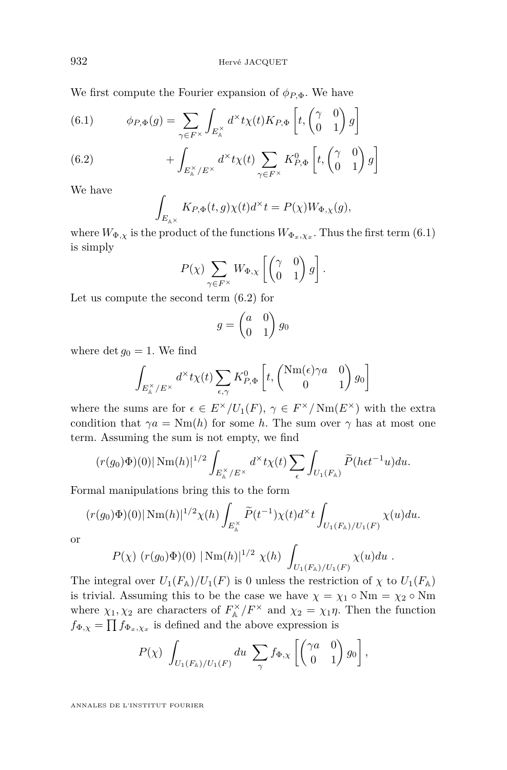We first compute the Fourier expansion of $\phi_{P,\Phi}$. We have

$$\phi_{P,\Phi}(g) = \sum_{\gamma \in F^\times} \int_{E_{\mathbb{A}}^\times} d^\times t \chi(t) K_{P,\Phi}\left[t, \begin{pmatrix} \gamma & 0 \\ 0 & 1 \end{pmatrix} g\right] \tag{6.1}$$

$$+ \int_{E_{\mathbb{A}}^\times / E^\times} d^\times t \chi(t) \sum_{\gamma \in F^\times} K^0_{P,\Phi}\left[t, \begin{pmatrix} \gamma & 0 \\ 0 & 1 \end{pmatrix} g\right] \tag{6.2}$$

We have

$$\int_{E_{\mathbb{A}^\times}} K_{P,\Phi}(t,g)\chi(t) d^\times t = P(\chi) W_{\Phi,\chi}(g),$$

where $W_{\Phi,\chi}$ is the product of the functions $W_{\Phi_x,\chi_x}$. Thus the first term (6.1) is simply

$$P(\chi) \sum_{\gamma \in F^\times} W_{\Phi,\chi}\left[\begin{pmatrix} \gamma & 0 \\ 0 & 1 \end{pmatrix} g\right].$$

Let us compute the second term (6.2) for

$$g = \begin{pmatrix} a & 0 \\ 0 & 1 \end{pmatrix} g_0$$

where $\det g_0 = 1$. We find

$$\int_{E_{\mathbb{A}}^\times / E^\times} d^\times t \chi(t) \sum_{\epsilon,\gamma} K^0_{P,\Phi}\left[t, \begin{pmatrix} \mathrm{Nm}(\epsilon)\gamma a & 0 \\ 0 & 1 \end{pmatrix} g_0\right]$$

where the sums are for $\epsilon \in E^\times / U_1(F)$, $\gamma \in F^\times / \mathrm{Nm}(E^\times)$ with the extra condition that $\gamma a = \mathrm{Nm}(h)$ for some $h$. The sum over $\gamma$ has at most one term. Assuming the sum is not empty, we find

$$(r(g_0)\Phi)(0) |\mathrm{Nm}(h)|^{1/2} \int_{E_{\mathbb{A}}^\times / E^\times} d^\times t \chi(t) \sum_{\epsilon} \int_{U_1(F_{\mathbb{A}})} \widetilde{P}(h\epsilon t^{-1} u) du.$$

Formal manipulations bring this to the form

$$(r(g_0)\Phi)(0) |\mathrm{Nm}(h)|^{1/2} \chi(h) \int_{E_{\mathbb{A}}^\times} \widetilde{P}(t^{-1})\chi(t) d^\times t \int_{U_1(F_{\mathbb{A}})/U_1(F)} \chi(u) du.$$

or

$$P(\chi)\ (r(g_0)\Phi)(0)\ |\mathrm{Nm}(h)|^{1/2}\ \chi(h)\ \int_{U_1(F_{\mathbb{A}})/U_1(F)} \chi(u) du\ .$$

The integral over $U_1(F_{\mathbb{A}})/U_1(F)$ is 0 unless the restriction of $\chi$ to $U_1(F_{\mathbb{A}})$ is trivial. Assuming this to be the case we have $\chi = \chi_1 \circ \mathrm{Nm} = \chi_2 \circ \mathrm{Nm}$ where $\chi_1, \chi_2$ are characters of $F_{\mathbb{A}}^\times / F^\times$ and $\chi_2 = \chi_1 \eta$. Then the function $f_{\Phi,\chi} = \prod f_{\Phi_x,\chi_x}$ is defined and the above expression is

$$P(\chi)\ \int_{U_1(F_{\mathbb{A}})/U_1(F)} du\ \sum_{\gamma} f_{\Phi,\chi}\left[\begin{pmatrix} \gamma a & 0 \\ 0 & 1 \end{pmatrix} g_0\right],$$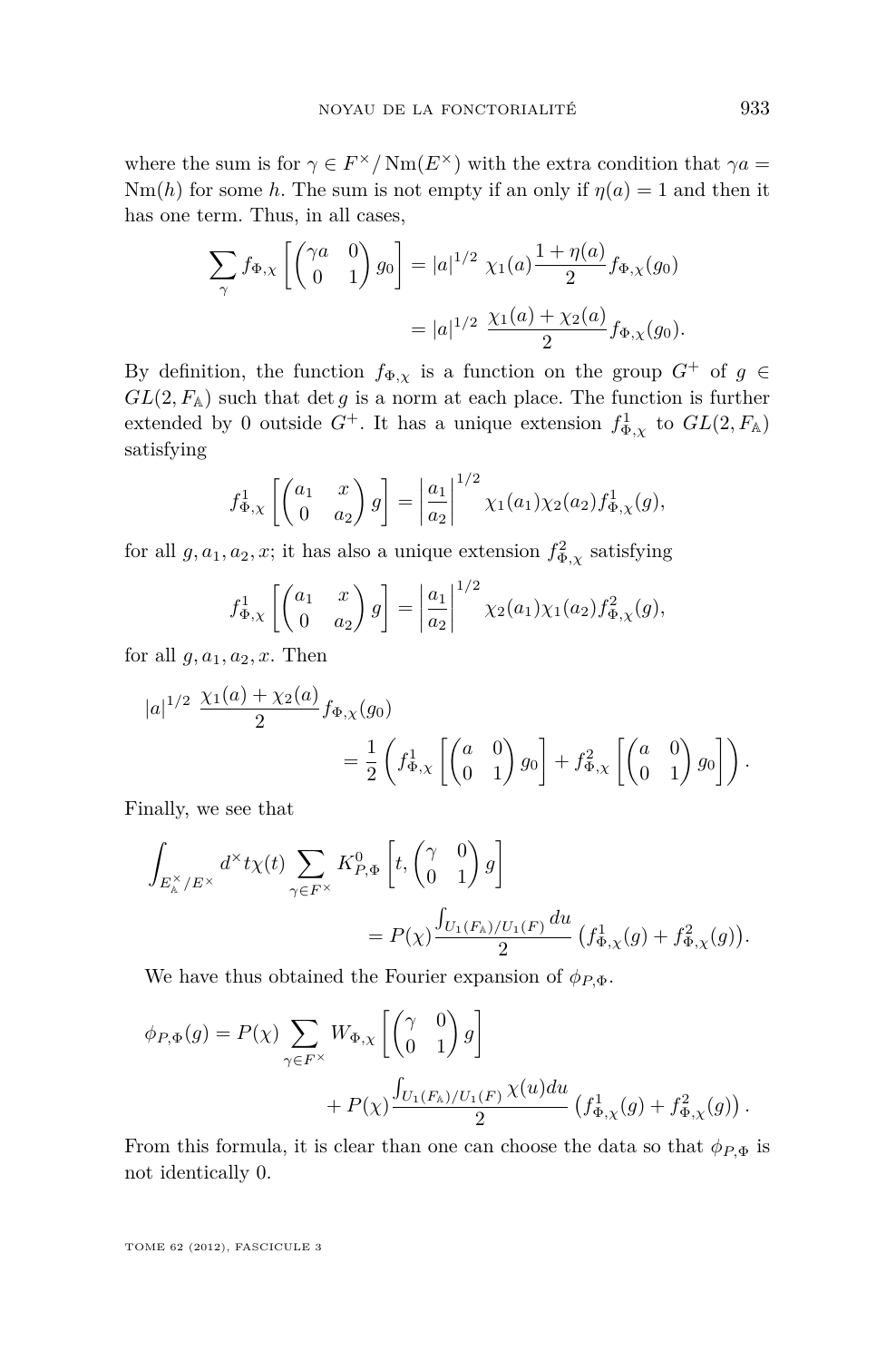where the sum is for $\gamma \in F^\times / \operatorname{Nm}(E^\times)$ with the extra condition that $\gamma a = \operatorname{Nm}(h)$ for some $h$. The sum is not empty if an only if $\eta(a) = 1$ and then it has one term. Thus, in all cases,

$$\sum_\gamma f_{\Phi,\chi}\left[\begin{pmatrix}\gamma a & 0\\ 0 & 1\end{pmatrix} g_0\right] = |a|^{1/2}\ \chi_1(a)\frac{1+\eta(a)}{2} f_{\Phi,\chi}(g_0)$$
$$= |a|^{1/2}\ \frac{\chi_1(a)+\chi_2(a)}{2} f_{\Phi,\chi}(g_0).$$

By definition, the function $f_{\Phi,\chi}$ is a function on the group $G^+$ of $g \in GL(2, F_{\mathbb{A}})$ such that $\det g$ is a norm at each place. The function is further extended by 0 outside $G^+$. It has a unique extension $f^1_{\Phi,\chi}$ to $GL(2, F_{\mathbb{A}})$ satisfying

$$f^1_{\Phi,\chi}\left[\begin{pmatrix}a_1 & x\\ 0 & a_2\end{pmatrix} g\right] = \left|\frac{a_1}{a_2}\right|^{1/2}\ \chi_1(a_1)\chi_2(a_2) f^1_{\Phi,\chi}(g),$$

for all $g, a_1, a_2, x$; it has also a unique extension $f^2_{\Phi,\chi}$ satisfying

$$f^1_{\Phi,\chi}\left[\begin{pmatrix}a_1 & x\\ 0 & a_2\end{pmatrix} g\right] = \left|\frac{a_1}{a_2}\right|^{1/2}\ \chi_2(a_1)\chi_1(a_2) f^2_{\Phi,\chi}(g),$$

for all $g, a_1, a_2, x$. Then

$$|a|^{1/2}\ \frac{\chi_1(a)+\chi_2(a)}{2} f_{\Phi,\chi}(g_0)$$
$$= \frac{1}{2}\left( f^1_{\Phi,\chi}\left[\begin{pmatrix}a & 0\\ 0 & 1\end{pmatrix} g_0\right] + f^2_{\Phi,\chi}\left[\begin{pmatrix}a & 0\\ 0 & 1\end{pmatrix} g_0\right]\right).$$

Finally, we see that

$$\int_{E^\times_{\mathbb{A}}/E^\times} d^\times t \chi(t) \sum_{\gamma\in F^\times} K^0_{P,\Phi}\left[t, \begin{pmatrix}\gamma & 0\\ 0 & 1\end{pmatrix} g\right]$$
$$= P(\chi)\frac{\int_{U_1(F_{\mathbb{A}})/U_1(F)} du}{2}\left(f^1_{\Phi,\chi}(g) + f^2_{\Phi,\chi}(g)\right).$$

We have thus obtained the Fourier expansion of $\phi_{P,\Phi}$.

$$\phi_{P,\Phi}(g) = P(\chi)\sum_{\gamma\in F^\times} W_{\Phi,\chi}\left[\begin{pmatrix}\gamma & 0\\ 0 & 1\end{pmatrix} g\right]$$
$$+ P(\chi)\frac{\int_{U_1(F_{\mathbb{A}})/U_1(F)} \chi(u) du}{2}\left(f^1_{\Phi,\chi}(g) + f^2_{\Phi,\chi}(g)\right).$$

From this formula, it is clear than one can choose the data so that $\phi_{P,\Phi}$ is not identically 0.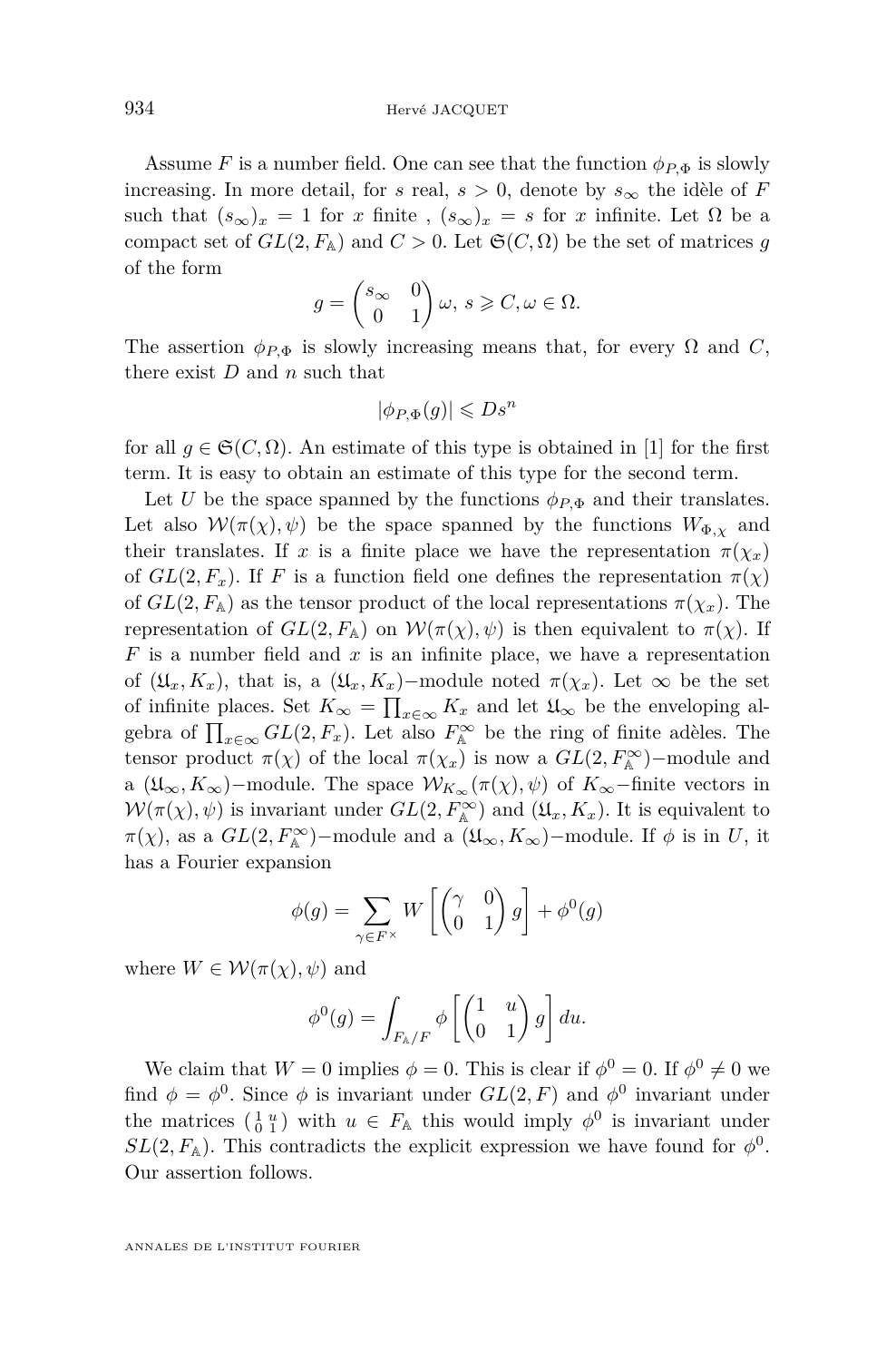Assume $F$ is a number field. One can see that the function $\phi_{P,\Phi}$ is slowly increasing. In more detail, for $s$ real, $s > 0$, denote by $s_\infty$ the idèle of $F$ such that $(s_\infty)_x = 1$ for $x$ finite , $(s_\infty)_x = s$ for $x$ infinite. Let $\Omega$ be a compact set of $GL(2, F_{\mathbb{A}})$ and $C > 0$. Let $\mathfrak{S}(C, \Omega)$ be the set of matrices $g$ of the form

$$g = \begin{pmatrix} s_\infty & 0 \\ 0 & 1 \end{pmatrix} \omega, \; s \geqslant C, \omega \in \Omega.$$

The assertion $\phi_{P,\Phi}$ is slowly increasing means that, for every $\Omega$ and $C$, there exist $D$ and $n$ such that

$$|\phi_{P,\Phi}(g)| \leqslant D s^n$$

for all $g \in \mathfrak{S}(C, \Omega)$. An estimate of this type is obtained in [1] for the first term. It is easy to obtain an estimate of this type for the second term.

Let $U$ be the space spanned by the functions $\phi_{P,\Phi}$ and their translates. Let also $\mathcal{W}(\pi(\chi), \psi)$ be the space spanned by the functions $W_{\Phi,\chi}$ and their translates. If $x$ is a finite place we have the representation $\pi(\chi_x)$ of $GL(2, F_x)$. If $F$ is a function field one defines the representation $\pi(\chi)$ of $GL(2, F_{\mathbb{A}})$ as the tensor product of the local representations $\pi(\chi_x)$. The representation of $GL(2, F_{\mathbb{A}})$ on $\mathcal{W}(\pi(\chi), \psi)$ is then equivalent to $\pi(\chi)$. If $F$ is a number field and $x$ is an infinite place, we have a representation of $(\mathfrak{U}_x, K_x)$, that is, a $(\mathfrak{U}_x, K_x)-$module noted $\pi(\chi_x)$. Let $\infty$ be the set of infinite places. Set $K_\infty = \prod_{x \in \infty} K_x$ and let $\mathfrak{U}_\infty$ be the enveloping algebra of $\prod_{x \in \infty} GL(2, F_x)$. Let also $F_{\mathbb{A}}^\infty$ be the ring of finite adèles. The tensor product $\pi(\chi)$ of the local $\pi(\chi_x)$ is now a $GL(2, F_{\mathbb{A}}^\infty)-$module and a $(\mathfrak{U}_\infty, K_\infty)-$module. The space $\mathcal{W}_{K_\infty}(\pi(\chi), \psi)$ of $K_\infty-$finite vectors in $\mathcal{W}(\pi(\chi), \psi)$ is invariant under $GL(2, F_{\mathbb{A}}^\infty)$ and $(\mathfrak{U}_x, K_x)$. It is equivalent to $\pi(\chi)$, as a $GL(2, F_{\mathbb{A}}^\infty)-$module and a $(\mathfrak{U}_\infty, K_\infty)-$module. If $\phi$ is in $U$, it has a Fourier expansion

$$\phi(g) = \sum_{\gamma \in F^\times} W\left[\begin{pmatrix} \gamma & 0 \\ 0 & 1 \end{pmatrix} g\right] + \phi^0(g)$$

where $W \in \mathcal{W}(\pi(\chi), \psi)$ and

$$\phi^0(g) = \int_{F_{\mathbb{A}}/F} \phi\left[\begin{pmatrix} 1 & u \\ 0 & 1 \end{pmatrix} g\right] du.$$

We claim that $W = 0$ implies $\phi = 0$. This is clear if $\phi^0 = 0$. If $\phi^0 \neq 0$ we find $\phi = \phi^0$. Since $\phi$ is invariant under $GL(2, F)$ and $\phi^0$ invariant under the matrices $\left(\begin{smallmatrix} 1 & u \\ 0 & 1 \end{smallmatrix}\right)$ with $u \in F_{\mathbb{A}}$ this would imply $\phi^0$ is invariant under $SL(2, F_{\mathbb{A}})$. This contradicts the explicit expression we have found for $\phi^0$. Our assertion follows.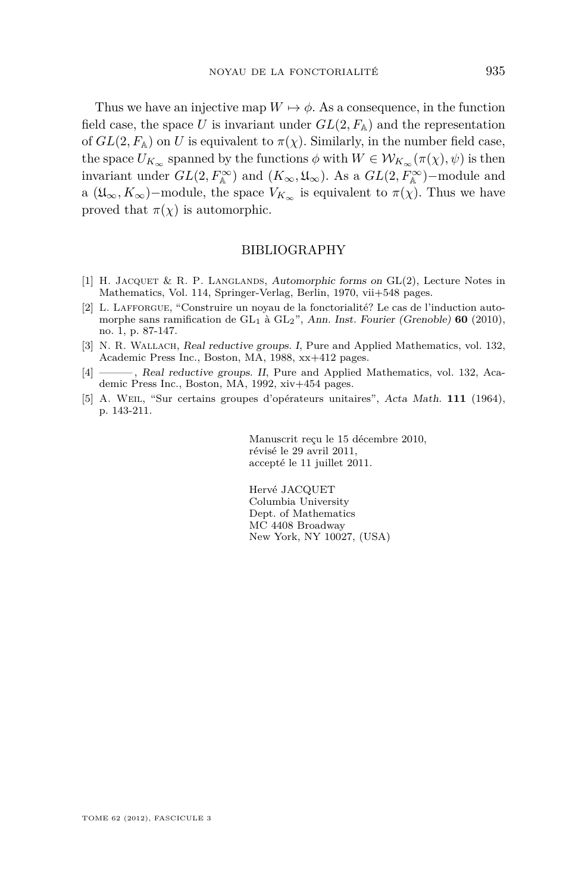Thus we have an injective map $W \mapsto \phi$. As a consequence, in the function field case, the space $U$ is invariant under $GL(2, F_{\mathbb{A}})$ and the representation of $GL(2, F_{\mathbb{A}})$ on $U$ is equivalent to $\pi(\chi)$. Similarly, in the number field case, the space $U_{K_\infty}$ spanned by the functions $\phi$ with $W \in \mathcal{W}_{K_\infty}(\pi(\chi), \psi)$ is then invariant under $GL(2, F_{\mathbb{A}}^\infty)$ and $(K_\infty, \mathfrak{U}_\infty)$. As a $GL(2, F_{\mathbb{A}}^\infty)-$module and a $(\mathfrak{U}_\infty, K_\infty)-$module, the space $V_{K_\infty}$ is equivalent to $\pi(\chi)$. Thus we have proved that $\pi(\chi)$ is automorphic.

## BIBLIOGRAPHY

[1] H. Jacquet & R. P. Langlands, *Automorphic forms on* GL(2), Lecture Notes in Mathematics, Vol. 114, Springer-Verlag, Berlin, 1970, vii+548 pages.

[2] L. Lafforgue, "Construire un noyau de la fonctorialité? Le cas de l'induction automorphe sans ramification de $\mathrm{GL}_1$ à $\mathrm{GL}_2$", *Ann. Inst. Fourier (Grenoble)* **60** (2010), no. 1, p. 87-147.

[3] N. R. Wallach, *Real reductive groups. I*, Pure and Applied Mathematics, vol. 132, Academic Press Inc., Boston, MA, 1988, xx+412 pages.

[4] ———, *Real reductive groups. II*, Pure and Applied Mathematics, vol. 132, Academic Press Inc., Boston, MA, 1992, xiv+454 pages.

[5] A. Weil, "Sur certains groupes d'opérateurs unitaires", *Acta Math.* **111** (1964), p. 143-211.

Manuscrit reçu le 15 décembre 2010,
révisé le 29 avril 2011,
accepté le 11 juillet 2011.

Hervé JACQUET
Columbia University
Dept. of Mathematics
MC 4408 Broadway
New York, NY 10027, (USA)